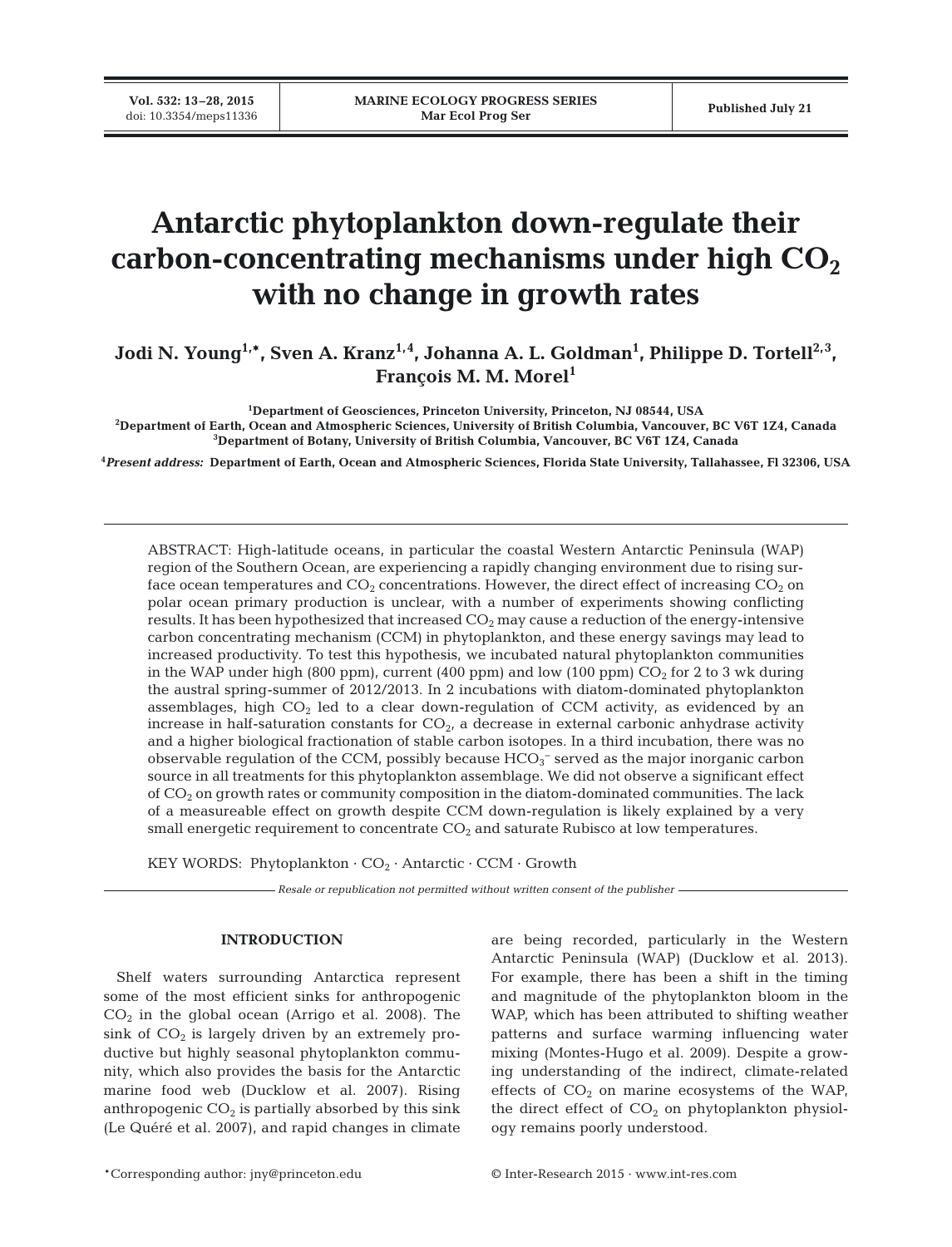# Antarctic phytoplankton down-regulate their carbon-concentrating mechanisms under high $CO_2$ with no change in growth rates

**Jodi N. Young[1,*], Sven A. Kranz[1,4], Johanna A. L. Goldman[1], Philippe D. Tortell[2,3], François M. M. Morel[1]**

[1]Department of Geosciences, Princeton University, Princeton, NJ 08544, USA
[2]Department of Earth, Ocean and Atmospheric Sciences, University of British Columbia, Vancouver, BC V6T 1Z4, Canada
[3]Department of Botany, University of British Columbia, Vancouver, BC V6T 1Z4, Canada

[4]*Present address:* Department of Earth, Ocean and Atmospheric Sciences, Florida State University, Tallahassee, Fl 32306, USA

ABSTRACT: High-latitude oceans, in particular the coastal Western Antarctic Peninsula (WAP) region of the Southern Ocean, are experiencing a rapidly changing environment due to rising surface ocean temperatures and $CO_2$ concentrations. However, the direct effect of increasing $CO_2$ on polar ocean primary production is unclear, with a number of experiments showing conflicting results. It has been hypothesized that increased $CO_2$ may cause a reduction of the energy-intensive carbon concentrating mechanism (CCM) in phytoplankton, and these energy savings may lead to increased productivity. To test this hypothesis, we incubated natural phytoplankton communities in the WAP under high (800 ppm), current (400 ppm) and low (100 ppm) $CO_2$ for 2 to 3 wk during the austral spring-summer of 2012/2013. In 2 incubations with diatom-dominated phytoplankton assemblages, high $CO_2$ led to a clear down-regulation of CCM activity, as evidenced by an increase in half-saturation constants for $CO_2$, a decrease in external carbonic anhydrase activity and a higher biological fractionation of stable carbon isotopes. In a third incubation, there was no observable regulation of the CCM, possibly because $HCO_3^-$ served as the major inorganic carbon source in all treatments for this phytoplankton assemblage. We did not observe a significant effect of $CO_2$ on growth rates or community composition in the diatom-dominated communities. The lack of a measureable effect on growth despite CCM down-regulation is likely explained by a very small energetic requirement to concentrate $CO_2$ and saturate Rubisco at low temperatures.

KEY WORDS: Phytoplankton · $CO_2$ · Antarctic · CCM · Growth

*Resale or republication not permitted without written consent of the publisher*

## INTRODUCTION

Shelf waters surrounding Antarctica represent some of the most efficient sinks for anthropogenic $CO_2$ in the global ocean (Arrigo et al. 2008). The sink of $CO_2$ is largely driven by an extremely productive but highly seasonal phytoplankton community, which also provides the basis for the Antarctic marine food web (Ducklow et al. 2007). Rising anthropogenic $CO_2$ is partially absorbed by this sink (Le Quéré et al. 2007), and rapid changes in climate are being recorded, particularly in the Western Antarctic Peninsula (WAP) (Ducklow et al. 2013). For example, there has been a shift in the timing and magnitude of the phytoplankton bloom in the WAP, which has been attributed to shifting weather patterns and surface warming influencing water mixing (Montes-Hugo et al. 2009). Despite a growing understanding of the indirect, climate-related effects of $CO_2$ on marine ecosystems of the WAP, the direct effect of $CO_2$ on phytoplankton physiology remains poorly understood.

*Corresponding author: jny@princeton.edu

© Inter-Research 2015 · www.int-res.com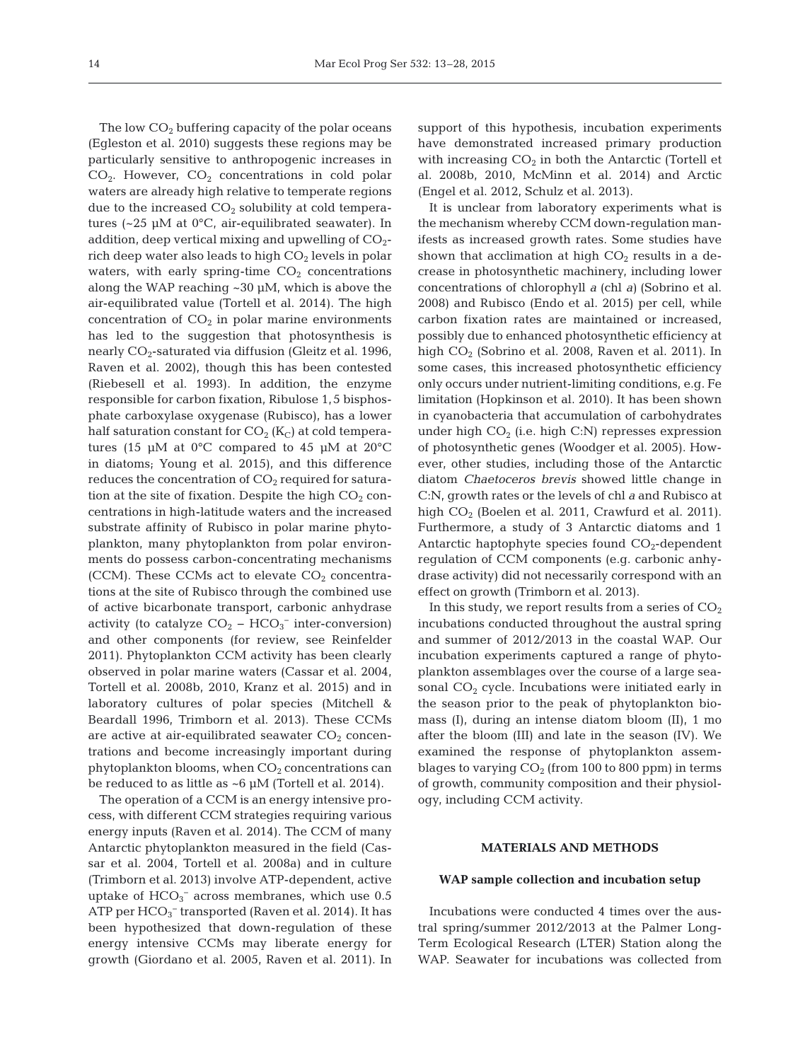The low $CO_2$ buffering capacity of the polar oceans (Egleston et al. 2010) suggests these regions may be particularly sensitive to anthropogenic increases in $CO_2$. However, $CO_2$ concentrations in cold polar waters are already high relative to temperate regions due to the increased $CO_2$ solubility at cold temperatures (~25 µM at 0°C, air-equilibrated seawater). In addition, deep vertical mixing and upwelling of $CO_2$-rich deep water also leads to high $CO_2$ levels in polar waters, with early spring-time $CO_2$ concentrations along the WAP reaching ~30 µM, which is above the air-equilibrated value (Tortell et al. 2014). The high concentration of $CO_2$ in polar marine environments has led to the suggestion that photosynthesis is nearly $CO_2$-saturated via diffusion (Gleitz et al. 1996, Raven et al. 2002), though this has been contested (Riebesell et al. 1993). In addition, the enzyme responsible for carbon fixation, Ribulose 1,5 bisphosphate carboxylase oxygenase (Rubisco), has a lower half saturation constant for $CO_2$ ($K_C$) at cold temperatures (15 µM at 0°C compared to 45 µM at 20°C in diatoms; Young et al. 2015), and this difference reduces the concentration of $CO_2$ required for saturation at the site of fixation. Despite the high $CO_2$ concentrations in high-latitude waters and the increased substrate affinity of Rubisco in polar marine phytoplankton, many phytoplankton from polar environments do possess carbon-concentrating mechanisms (CCM). These CCMs act to elevate $CO_2$ concentrations at the site of Rubisco through the combined use of active bicarbonate transport, carbonic anhydrase activity (to catalyze $CO_2$ – $HCO_3^-$ inter-conversion) and other components (for review, see Reinfelder 2011). Phytoplankton CCM activity has been clearly observed in polar marine waters (Cassar et al. 2004, Tortell et al. 2008b, 2010, Kranz et al. 2015) and in laboratory cultures of polar species (Mitchell & Beardall 1996, Trimborn et al. 2013). These CCMs are active at air-equilibrated seawater $CO_2$ concentrations and become increasingly important during phytoplankton blooms, when $CO_2$ concentrations can be reduced to as little as ~6 µM (Tortell et al. 2014).

The operation of a CCM is an energy intensive process, with different CCM strategies requiring various energy inputs (Raven et al. 2014). The CCM of many Antarctic phytoplankton measured in the field (Cassar et al. 2004, Tortell et al. 2008a) and in culture (Trimborn et al. 2013) involve ATP-dependent, active uptake of $HCO_3^-$ across membranes, which use 0.5 ATP per $HCO_3^-$ transported (Raven et al. 2014). It has been hypothesized that down-regulation of these energy intensive CCMs may liberate energy for growth (Giordano et al. 2005, Raven et al. 2011). In support of this hypothesis, incubation experiments have demonstrated increased primary production with increasing $CO_2$ in both the Antarctic (Tortell et al. 2008b, 2010, McMinn et al. 2014) and Arctic (Engel et al. 2012, Schulz et al. 2013).

It is unclear from laboratory experiments what is the mechanism whereby CCM down-regulation manifests as increased growth rates. Some studies have shown that acclimation at high $CO_2$ results in a decrease in photosynthetic machinery, including lower concentrations of chlorophyll *a* (chl *a*) (Sobrino et al. 2008) and Rubisco (Endo et al. 2015) per cell, while carbon fixation rates are maintained or increased, possibly due to enhanced photosynthetic efficiency at high $CO_2$ (Sobrino et al. 2008, Raven et al. 2011). In some cases, this increased photosynthetic efficiency only occurs under nutrient-limiting conditions, e.g. Fe limitation (Hopkinson et al. 2010). It has been shown in cyanobacteria that accumulation of carbohydrates under high $CO_2$ (i.e. high C:N) represses expression of photosynthetic genes (Woodger et al. 2005). However, other studies, including those of the Antarctic diatom *Chaetoceros brevis* showed little change in C:N, growth rates or the levels of chl *a* and Rubisco at high $CO_2$ (Boelen et al. 2011, Crawfurd et al. 2011). Furthermore, a study of 3 Antarctic diatoms and 1 Antarctic haptophyte species found $CO_2$-dependent regulation of CCM components (e.g. carbonic anhydrase activity) did not necessarily correspond with an effect on growth (Trimborn et al. 2013).

In this study, we report results from a series of $CO_2$ incubations conducted throughout the austral spring and summer of 2012/2013 in the coastal WAP. Our incubation experiments captured a range of phytoplankton assemblages over the course of a large seasonal $CO_2$ cycle. Incubations were initiated early in the season prior to the peak of phytoplankton biomass (I), during an intense diatom bloom (II), 1 mo after the bloom (III) and late in the season (IV). We examined the response of phytoplankton assemblages to varying $CO_2$ (from 100 to 800 ppm) in terms of growth, community composition and their physiology, including CCM activity.

## MATERIALS AND METHODS

### WAP sample collection and incubation setup

Incubations were conducted 4 times over the austral spring/summer 2012/2013 at the Palmer Long-Term Ecological Research (LTER) Station along the WAP. Seawater for incubations was collected from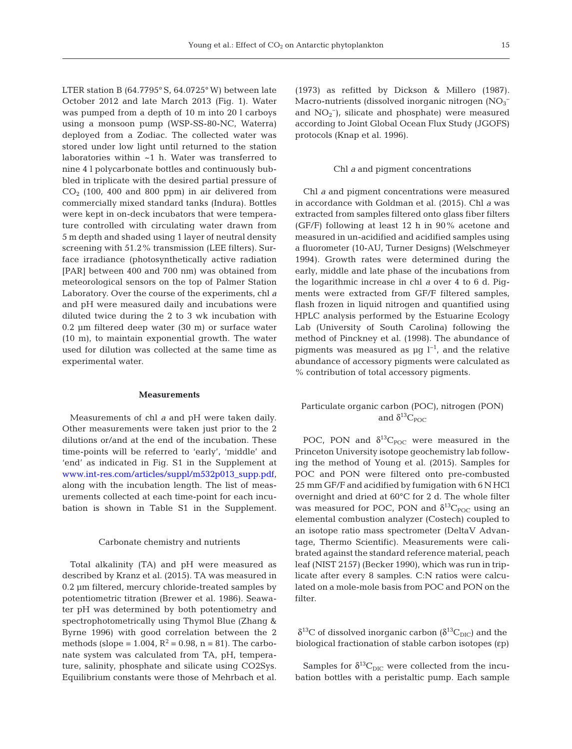LTER station B (64.7795° S, 64.0725° W) between late October 2012 and late March 2013 (Fig. 1). Water was pumped from a depth of 10 m into 20 l carboys using a monsoon pump (WSP-SS-80-NC, Waterra) deployed from a Zodiac. The collected water was stored under low light until returned to the station laboratories within ~1 h. Water was transferred to nine 4 l polycarbonate bottles and continuously bubbled in triplicate with the desired partial pressure of $CO_2$ (100, 400 and 800 ppm) in air delivered from commercially mixed standard tanks (Indura). Bottles were kept in on-deck incubators that were temperature controlled with circulating water drawn from 5 m depth and shaded using 1 layer of neutral density screening with 51.2% transmission (LEE filters). Surface irradiance (photosynthetically active radiation [PAR] between 400 and 700 nm) was obtained from meteorological sensors on the top of Palmer Station Laboratory. Over the course of the experiments, chl *a* and pH were measured daily and incubations were diluted twice during the 2 to 3 wk incubation with 0.2 µm filtered deep water (30 m) or surface water (10 m), to maintain exponential growth. The water used for dilution was collected at the same time as experimental water.

## Measurements

Measurements of chl *a* and pH were taken daily. Other measurements were taken just prior to the 2 dilutions or/and at the end of the incubation. These time-points will be referred to 'early', 'middle' and 'end' as indicated in Fig. S1 in the Supplement at www.int-res.com/articles/suppl/m532p013_supp.pdf, along with the incubation length. The list of measurements collected at each time-point for each incubation is shown in Table S1 in the Supplement.

### Carbonate chemistry and nutrients

Total alkalinity (TA) and pH were measured as described by Kranz et al. (2015). TA was measured in 0.2 µm filtered, mercury chloride-treated samples by potentiometric titration (Brewer et al. 1986). Seawater pH was determined by both potentiometry and spectrophotometrically using Thymol Blue (Zhang & Byrne 1996) with good correlation between the 2 methods (slope = 1.004, $R^2$ = 0.98, n = 81). The carbonate system was calculated from TA, pH, temperature, salinity, phosphate and silicate using CO2Sys. Equilibrium constants were those of Mehrbach et al. (1973) as refitted by Dickson & Millero (1987). Macro-nutrients (dissolved inorganic nitrogen ($NO_3^-$ and $NO_2^-$), silicate and phosphate) were measured according to Joint Global Ocean Flux Study (JGOFS) protocols (Knap et al. 1996).

### Chl *a* and pigment concentrations

Chl *a* and pigment concentrations were measured in accordance with Goldman et al. (2015). Chl *a* was extracted from samples filtered onto glass fiber filters (GF/F) following at least 12 h in 90% acetone and measured in un-acidified and acidified samples using a fluorometer (10-AU, Turner Designs) (Welschmeyer 1994). Growth rates were determined during the early, middle and late phase of the incubations from the logarithmic increase in chl *a* over 4 to 6 d. Pigments were extracted from GF/F filtered samples, flash frozen in liquid nitrogen and quantified using HPLC analysis performed by the Estuarine Ecology Lab (University of South Carolina) following the method of Pinckney et al. (1998). The abundance of pigments was measured as µg $l^{-1}$, and the relative abundance of accessory pigments were calculated as % contribution of total accessory pigments.

### Particulate organic carbon (POC), nitrogen (PON) and $\delta^{13}C_{POC}$

POC, PON and $\delta^{13}C_{POC}$ were measured in the Princeton University isotope geochemistry lab following the method of Young et al. (2015). Samples for POC and PON were filtered onto pre-combusted 25 mm GF/F and acidified by fumigation with 6 N HCl overnight and dried at 60°C for 2 d. The whole filter was measured for POC, PON and $\delta^{13}C_{POC}$ using an elemental combustion analyzer (Costech) coupled to an isotope ratio mass spectrometer (DeltaV Advantage, Thermo Scientific). Measurements were calibrated against the standard reference material, peach leaf (NIST 2157) (Becker 1990), which was run in triplicate after every 8 samples. C:N ratios were calculated on a mole-mole basis from POC and PON on the filter.

### $\delta^{13}C$ of dissolved inorganic carbon ($\delta^{13}C_{DIC}$) and the biological fractionation of stable carbon isotopes (εp)

Samples for $\delta^{13}C_{DIC}$ were collected from the incubation bottles with a peristaltic pump. Each sample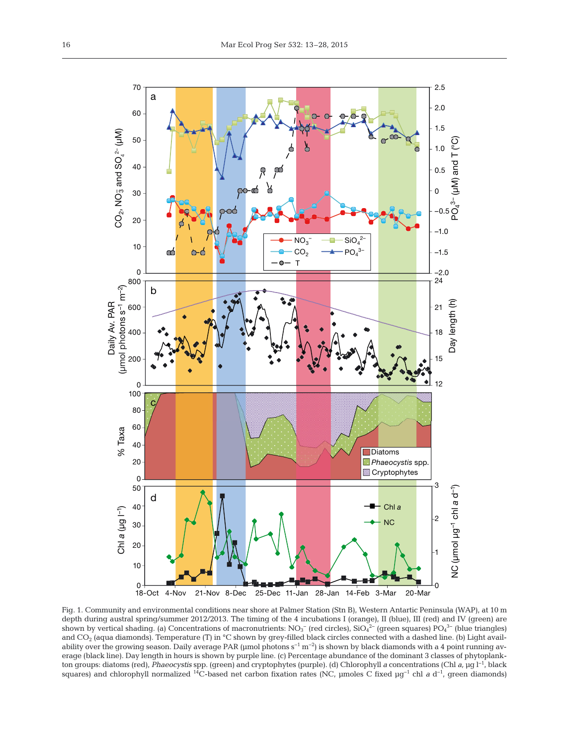Fig. 1. Community and environmental conditions near shore at Palmer Station (Stn B), Western Antarctic Peninsula (WAP), at 10 m depth during austral spring/summer 2012/2013. The timing of the 4 incubations I (orange), II (blue), III (red) and IV (green) are shown by vertical shading. (a) Concentrations of macronutrients: $NO_3^-$ (red circles), $SiO_4^{2-}$ (green squares) $PO_4^{3-}$ (blue triangles) and $CO_2$ (aqua diamonds). Temperature (T) in °C shown by grey-filled black circles connected with a dashed line. (b) Light availability over the growing season. Daily average PAR (µmol photons $s^{-1}$ $m^{-2}$) is shown by black diamonds with a 4 point running average (black line). Day length in hours is shown by purple line. (c) Percentage abundance of the dominant 3 classes of phytoplankton groups: diatoms (red), *Phaeocystis* spp. (green) and cryptophytes (purple). (d) Chlorophyll *a* concentrations (Chl *a*, µg $l^{-1}$, black squares) and chlorophyll normalized $^{14}C$-based net carbon fixation rates (NC, µmoles C fixed $µg^{-1}$ chl *a* $d^{-1}$, green diamonds)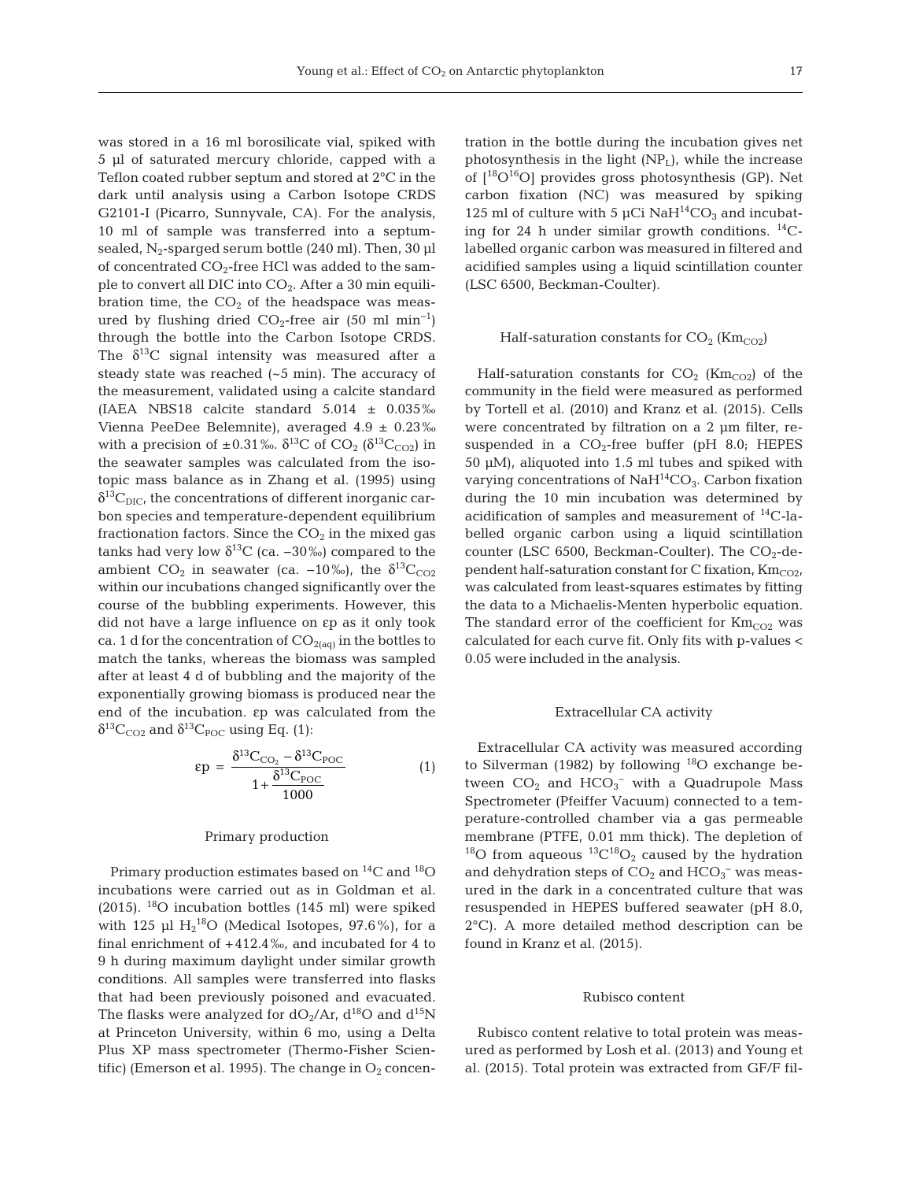was stored in a 16 ml borosilicate vial, spiked with 5 µl of saturated mercury chloride, capped with a Teflon coated rubber septum and stored at 2°C in the dark until analysis using a Carbon Isotope CRDS G2101-I (Picarro, Sunnyvale, CA). For the analysis, 10 ml of sample was transferred into a septum-sealed, $N_2$-sparged serum bottle (240 ml). Then, 30 µl of concentrated $CO_2$-free HCl was added to the sample to convert all DIC into $CO_2$. After a 30 min equilibration time, the $CO_2$ of the headspace was measured by flushing dried $CO_2$-free air (50 ml $min^{-1}$) through the bottle into the Carbon Isotope CRDS. The $\delta^{13}C$ signal intensity was measured after a steady state was reached (~5 min). The accuracy of the measurement, validated using a calcite standard (IAEA NBS18 calcite standard 5.014 ± 0.035‰ Vienna PeeDee Belemnite), averaged 4.9 ± 0.23‰ with a precision of ±0.31‰. $\delta^{13}C$ of $CO_2$ ($\delta^{13}C_{CO2}$) in the seawater samples was calculated from the isotopic mass balance as in Zhang et al. (1995) using $\delta^{13}C_{DIC}$, the concentrations of different inorganic carbon species and temperature-dependent equilibrium fractionation factors. Since the $CO_2$ in the mixed gas tanks had very low $\delta^{13}C$ (ca. −30‰) compared to the ambient $CO_2$ in seawater (ca. −10‰), the $\delta^{13}C_{CO2}$ within our incubations changed significantly over the course of the bubbling experiments. However, this did not have a large influence on εp as it only took ca. 1 d for the concentration of $CO_{2(aq)}$ in the bottles to match the tanks, whereas the biomass was sampled after at least 4 d of bubbling and the majority of the exponentially growing biomass is produced near the end of the incubation. εp was calculated from the $\delta^{13}C_{CO2}$ and $\delta^{13}C_{POC}$ using Eq. (1):

$$\varepsilon p = \frac{\delta^{13}C_{CO_2} - \delta^{13}C_{POC}}{1 + \dfrac{\delta^{13}C_{POC}}{1000}} \quad (1)$$

### Primary production

Primary production estimates based on $^{14}C$ and $^{18}O$ incubations were carried out as in Goldman et al. (2015). $^{18}O$ incubation bottles (145 ml) were spiked with 125 µl $H_2^{18}O$ (Medical Isotopes, 97.6%), for a final enrichment of +412.4‰, and incubated for 4 to 9 h during maximum daylight under similar growth conditions. All samples were transferred into flasks that had been previously poisoned and evacuated. The flasks were analyzed for $dO_2$/Ar, $d^{18}O$ and $d^{15}N$ at Princeton University, within 6 mo, using a Delta Plus XP mass spectrometer (Thermo-Fisher Scientific) (Emerson et al. 1995). The change in $O_2$ concentration in the bottle during the incubation gives net photosynthesis in the light ($NP_L$), while the increase of [$^{18}O^{16}O$] provides gross photosynthesis (GP). Net carbon fixation (NC) was measured by spiking 125 ml of culture with 5 µCi $NaH^{14}CO_3$ and incubating for 24 h under similar growth conditions. $^{14}C$-labelled organic carbon was measured in filtered and acidified samples using a liquid scintillation counter (LSC 6500, Beckman-Coulter).

### Half-saturation constants for $CO_2$ ($Km_{CO2}$)

Half-saturation constants for $CO_2$ ($Km_{CO2}$) of the community in the field were measured as performed by Tortell et al. (2010) and Kranz et al. (2015). Cells were concentrated by filtration on a 2 µm filter, re-suspended in a $CO_2$-free buffer (pH 8.0; HEPES 50 µM), aliquoted into 1.5 ml tubes and spiked with varying concentrations of $NaH^{14}CO_3$. Carbon fixation during the 10 min incubation was determined by acidification of samples and measurement of $^{14}C$-labelled organic carbon using a liquid scintillation counter (LSC 6500, Beckman-Coulter). The $CO_2$-dependent half-saturation constant for C fixation, $Km_{CO2}$, was calculated from least-squares estimates by fitting the data to a Michaelis-Menten hyperbolic equation. The standard error of the coefficient for $Km_{CO2}$ was calculated for each curve fit. Only fits with p-values < 0.05 were included in the analysis.

### Extracellular CA activity

Extracellular CA activity was measured according to Silverman (1982) by following $^{18}O$ exchange between $CO_2$ and $HCO_3^-$ with a Quadrupole Mass Spectrometer (Pfeiffer Vacuum) connected to a temperature-controlled chamber via a gas permeable membrane (PTFE, 0.01 mm thick). The depletion of $^{18}O$ from aqueous $^{13}C^{18}O_2$ caused by the hydration and dehydration steps of $CO_2$ and $HCO_3^-$ was measured in the dark in a concentrated culture that was resuspended in HEPES buffered seawater (pH 8.0, 2°C). A more detailed method description can be found in Kranz et al. (2015).

### Rubisco content

Rubisco content relative to total protein was measured as performed by Losh et al. (2013) and Young et al. (2015). Total protein was extracted from GF/F fil-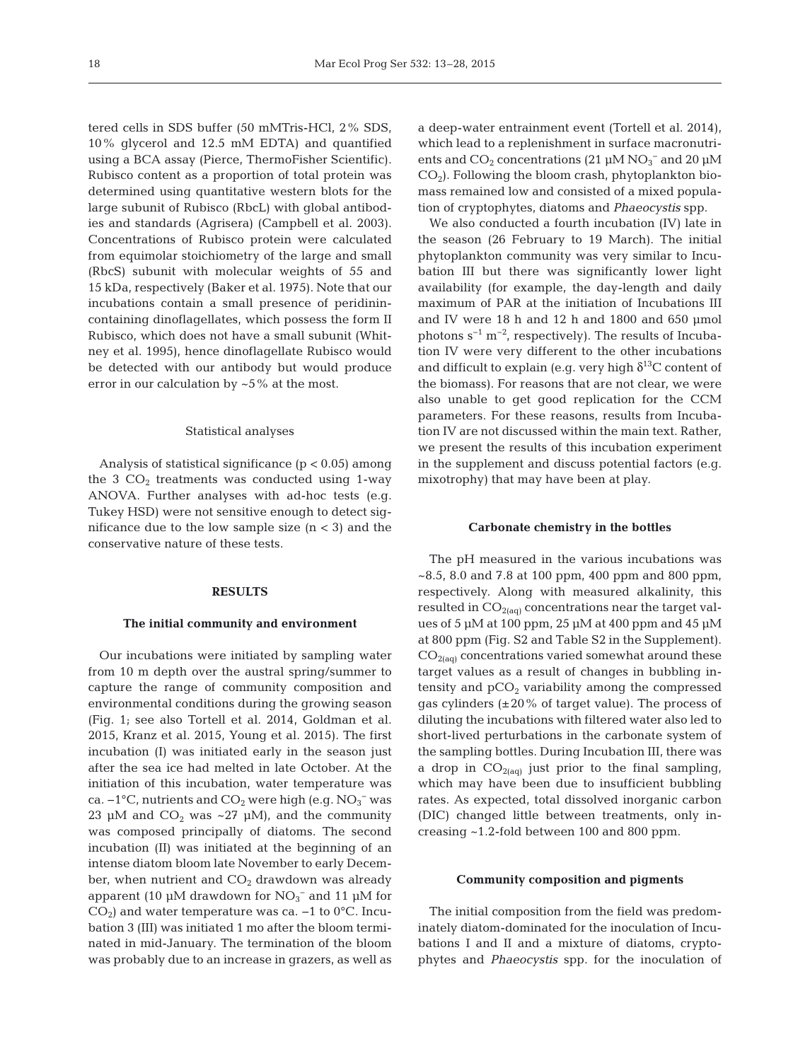tered cells in SDS buffer (50 mMTris-HCl, 2% SDS, 10% glycerol and 12.5 mM EDTA) and quantified using a BCA assay (Pierce, ThermoFisher Scientific). Rubisco content as a proportion of total protein was determined using quantitative western blots for the large subunit of Rubisco (RbcL) with global antibodies and standards (Agrisera) (Campbell et al. 2003). Concentrations of Rubisco protein were calculated from equimolar stoichiometry of the large and small (RbcS) subunit with molecular weights of 55 and 15 kDa, respectively (Baker et al. 1975). Note that our incubations contain a small presence of peridinin-containing dinoflagellates, which possess the form II Rubisco, which does not have a small subunit (Whitney et al. 1995), hence dinoflagellate Rubisco would be detected with our antibody but would produce error in our calculation by ~5% at the most.

### Statistical analyses

Analysis of statistical significance ($p < 0.05$) among the 3 $CO_2$ treatments was conducted using 1-way ANOVA. Further analyses with ad-hoc tests (e.g. Tukey HSD) were not sensitive enough to detect significance due to the low sample size ($n < 3$) and the conservative nature of these tests.

## RESULTS

### The initial community and environment

Our incubations were initiated by sampling water from 10 m depth over the austral spring/summer to capture the range of community composition and environmental conditions during the growing season (Fig. 1; see also Tortell et al. 2014, Goldman et al. 2015, Kranz et al. 2015, Young et al. 2015). The first incubation (I) was initiated early in the season just after the sea ice had melted in late October. At the initiation of this incubation, water temperature was ca. −1°C, nutrients and $CO_2$ were high (e.g. $NO_3^-$ was 23 µM and $CO_2$ was ~27 µM), and the community was composed principally of diatoms. The second incubation (II) was initiated at the beginning of an intense diatom bloom late November to early December, when nutrient and $CO_2$ drawdown was already apparent (10 µM drawdown for $NO_3^-$ and 11 µM for $CO_2$) and water temperature was ca. −1 to 0°C. Incubation 3 (III) was initiated 1 mo after the bloom terminated in mid-January. The termination of the bloom was probably due to an increase in grazers, as well as a deep-water entrainment event (Tortell et al. 2014), which lead to a replenishment in surface macronutrients and $CO_2$ concentrations (21 µM $NO_3^-$ and 20 µM $CO_2$). Following the bloom crash, phytoplankton biomass remained low and consisted of a mixed population of cryptophytes, diatoms and *Phaeocystis* spp.

We also conducted a fourth incubation (IV) late in the season (26 February to 19 March). The initial phytoplankton community was very similar to Incubation III but there was significantly lower light availability (for example, the day-length and daily maximum of PAR at the initiation of Incubations III and IV were 18 h and 12 h and 1800 and 650 µmol photons $s^{-1}$ $m^{-2}$, respectively). The results of Incubation IV were very different to the other incubations and difficult to explain (e.g. very high $\delta^{13}C$ content of the biomass). For reasons that are not clear, we were also unable to get good replication for the CCM parameters. For these reasons, results from Incubation IV are not discussed within the main text. Rather, we present the results of this incubation experiment in the supplement and discuss potential factors (e.g. mixotrophy) that may have been at play.

### Carbonate chemistry in the bottles

The pH measured in the various incubations was ~8.5, 8.0 and 7.8 at 100 ppm, 400 ppm and 800 ppm, respectively. Along with measured alkalinity, this resulted in $CO_{2(aq)}$ concentrations near the target values of 5 µM at 100 ppm, 25 µM at 400 ppm and 45 µM at 800 ppm (Fig. S2 and Table S2 in the Supplement). $CO_{2(aq)}$ concentrations varied somewhat around these target values as a result of changes in bubbling intensity and $pCO_2$ variability among the compressed gas cylinders (±20% of target value). The process of diluting the incubations with filtered water also led to short-lived perturbations in the carbonate system of the sampling bottles. During Incubation III, there was a drop in $CO_{2(aq)}$ just prior to the final sampling, which may have been due to insufficient bubbling rates. As expected, total dissolved inorganic carbon (DIC) changed little between treatments, only increasing ~1.2-fold between 100 and 800 ppm.

### Community composition and pigments

The initial composition from the field was predominately diatom-dominated for the inoculation of Incubations I and II and a mixture of diatoms, cryptophytes and *Phaeocystis* spp. for the inoculation of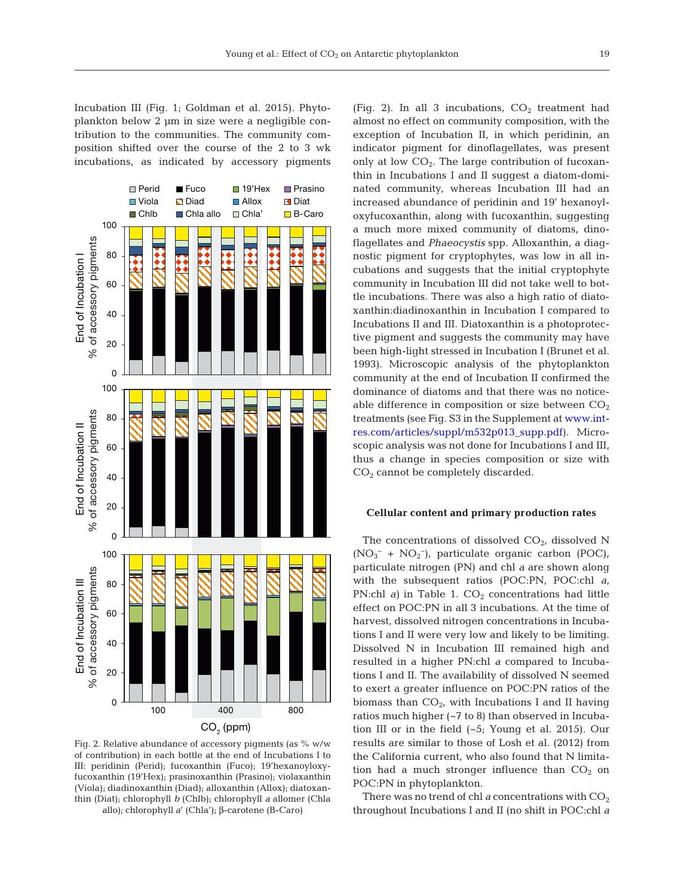Incubation III (Fig. 1; Goldman et al. 2015). Phytoplankton below 2 µm in size were a negligible contribution to the communities. The community composition shifted over the course of the 2 to 3 wk incubations, as indicated by accessory pigments (Fig. 2). In all 3 incubations, $CO_2$ treatment had almost no effect on community composition, with the exception of Incubation II, in which peridinin, an indicator pigment for dinoflagellates, was present only at low $CO_2$. The large contribution of fucoxanthin in Incubations I and II suggest a diatom-dominated community, whereas Incubation III had an increased abundance of peridinin and 19′ hexanoyloxyfucoxanthin, along with fucoxanthin, suggesting a much more mixed community of diatoms, dinoflagellates and *Phaeocystis* spp. Alloxanthin, a diagnostic pigment for cryptophytes, was low in all incubations and suggests that the initial cryptophyte community in Incubation III did not take well to bottle incubations. There was also a high ratio of diatoxanthin:diadinoxanthin in Incubation I compared to Incubations II and III. Diatoxanthin is a photoprotective pigment and suggests the community may have been high-light stressed in Incubation I (Brunet et al. 1993). Microscopic analysis of the phytoplankton community at the end of Incubation II confirmed the dominance of diatoms and that there was no noticeable difference in composition or size between $CO_2$ treatments (see Fig. S3 in the Supplement at www.int-res.com/articles/suppl/m532p013_supp.pdf). Microscopic analysis was not done for Incubations I and III, thus a change in species composition or size with $CO_2$ cannot be completely discarded.

Fig. 2. Relative abundance of accessory pigments (as % w/w of contribution) in each bottle at the end of Incubations I to III: peridinin (Perid); fucoxanthin (Fuco); 19′hexanoyloxyfucoxanthin (19′Hex); prasinoxanthin (Prasino); violaxanthin (Viola); diadinoxanthin (Diad); alloxanthin (Allox); diatoxanthin (Diat); chlorophyll *b* (Chlb); chlorophyll *a* allomer (Chla allo); chlorophyll *a*′ (Chla′); β-carotene (B-Caro)

### Cellular content and primary production rates

The concentrations of dissolved $CO_2$, dissolved N ($NO_3^-$ + $NO_2^-$), particulate organic carbon (POC), particulate nitrogen (PN) and chl *a* are shown along with the subsequent ratios (POC:PN, POC:chl *a*, PN:chl *a*) in Table 1. $CO_2$ concentrations had little effect on POC:PN in all 3 incubations. At the time of harvest, dissolved nitrogen concentrations in Incubations I and II were very low and likely to be limiting. Dissolved N in Incubation III remained high and resulted in a higher PN:chl *a* compared to Incubations I and II. The availability of dissolved N seemed to exert a greater influence on POC:PN ratios of the biomass than $CO_2$, with Incubations I and II having ratios much higher (~7 to 8) than observed in Incubation III or in the field (~5; Young et al. 2015). Our results are similar to those of Losh et al. (2012) from the California current, who also found that N limitation had a much stronger influence than $CO_2$ on POC:PN in phytoplankton.

There was no trend of chl *a* concentrations with $CO_2$ throughout Incubations I and II (no shift in POC:chl *a*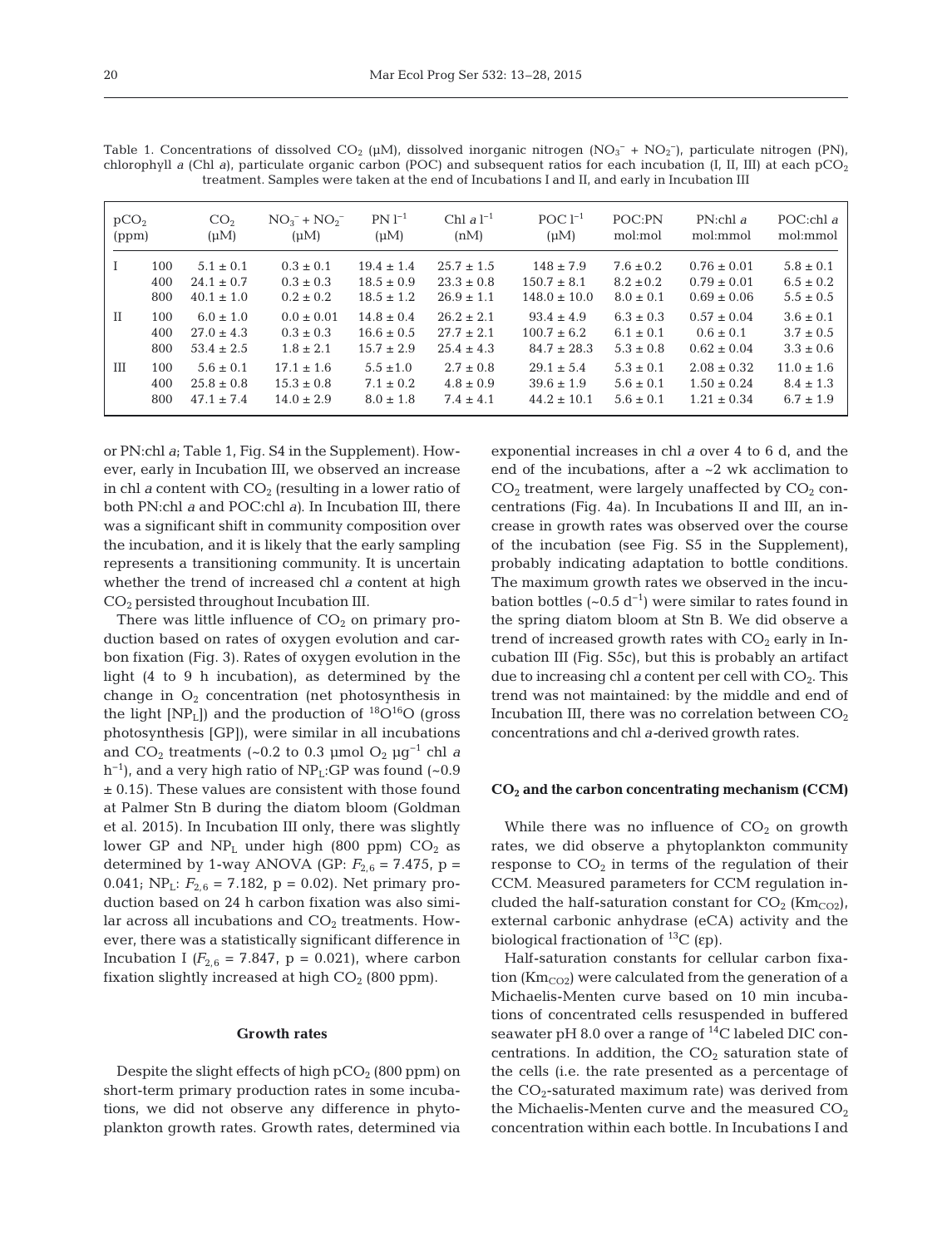Table 1. Concentrations of dissolved $CO_2$ (µM), dissolved inorganic nitrogen ($NO_3^-$ + $NO_2^-$), particulate nitrogen (PN), chlorophyll *a* (Chl *a*), particulate organic carbon (POC) and subsequent ratios for each incubation (I, II, III) at each $pCO_2$ treatment. Samples were taken at the end of Incubations I and II, and early in Incubation III

| $pCO_2$ (ppm) | | $CO_2$ (µM) | $NO_3^-$ + $NO_2^-$ (µM) | PN $l^{-1}$ (µM) | Chl *a* $l^{-1}$ (nM) | POC $l^{-1}$ (µM) | POC:PN mol:mol | PN:chl *a* mol:mmol | POC:chl *a* mol:mmol |
|---|---|---|---|---|---|---|---|---|---|
| I | 100 | 5.1 ± 0.1 | 0.3 ± 0.1 | 19.4 ± 1.4 | 25.7 ± 1.5 | 148 ± 7.9 | 7.6 ± 0.2 | 0.76 ± 0.01 | 5.8 ± 0.1 |
| | 400 | 24.1 ± 0.7 | 0.3 ± 0.3 | 18.5 ± 0.9 | 23.3 ± 0.8 | 150.7 ± 8.1 | 8.2 ± 0.2 | 0.79 ± 0.01 | 6.5 ± 0.2 |
| | 800 | 40.1 ± 1.0 | 0.2 ± 0.2 | 18.5 ± 1.2 | 26.9 ± 1.1 | 148.0 ± 10.0 | 8.0 ± 0.1 | 0.69 ± 0.06 | 5.5 ± 0.5 |
| II | 100 | 6.0 ± 1.0 | 0.0 ± 0.01 | 14.8 ± 0.4 | 26.2 ± 2.1 | 93.4 ± 4.9 | 6.3 ± 0.3 | 0.57 ± 0.04 | 3.6 ± 0.1 |
| | 400 | 27.0 ± 3.3 | 0.3 ± 0.3 | 16.6 ± 0.5 | 27.7 ± 2.1 | 100.7 ± 6.2 | 6.1 ± 0.1 | 0.6 ± 0.1 | 3.7 ± 0.5 |
| | 800 | 53.4 ± 2.5 | 1.8 ± 2.1 | 15.7 ± 2.9 | 25.4 ± 4.3 | 84.7 ± 28.3 | 5.3 ± 0.8 | 0.62 ± 0.04 | 3.3 ± 0.6 |
| III | 100 | 5.6 ± 0.1 | 17.1 ± 1.6 | 5.5 ± 1.0 | 2.7 ± 0.8 | 29.1 ± 5.4 | 5.3 ± 0.1 | 2.08 ± 0.32 | 11.0 ± 1.6 |
| | 400 | 25.8 ± 0.8 | 15.3 ± 0.8 | 7.1 ± 0.2 | 4.8 ± 0.9 | 39.6 ± 1.9 | 5.6 ± 0.1 | 1.50 ± 0.24 | 8.4 ± 1.3 |
| | 800 | 47.1 ± 7.4 | 14.0 ± 2.9 | 8.0 ± 1.8 | 7.4 ± 4.1 | 44.2 ± 10.1 | 5.6 ± 0.1 | 1.21 ± 0.34 | 6.7 ± 1.9 |

or PN:chl *a*; Table 1, Fig. S4 in the Supplement). However, early in Incubation III, we observed an increase in chl *a* content with $CO_2$ (resulting in a lower ratio of both PN:chl *a* and POC:chl *a*). In Incubation III, there was a significant shift in community composition over the incubation, and it is likely that the early sampling represents a transitioning community. It is uncertain whether the trend of increased chl *a* content at high $CO_2$ persisted throughout Incubation III.

There was little influence of $CO_2$ on primary production based on rates of oxygen evolution and carbon fixation (Fig. 3). Rates of oxygen evolution in the light (4 to 9 h incubation), as determined by the change in $O_2$ concentration (net photosynthesis in the light [$NP_L$]) and the production of $^{18}O^{16}O$ (gross photosynthesis [GP]), were similar in all incubations and $CO_2$ treatments (~0.2 to 0.3 µmol $O_2$ µg$^{-1}$ chl *a* $h^{-1}$), and a very high ratio of $NP_L$:GP was found (~0.9 ± 0.15). These values are consistent with those found at Palmer Stn B during the diatom bloom (Goldman et al. 2015). In Incubation III only, there was slightly lower GP and $NP_L$ under high (800 ppm) $CO_2$ as determined by 1-way ANOVA (GP: $F_{2,6}$ = 7.475, p = 0.041; $NP_L$: $F_{2,6}$ = 7.182, p = 0.02). Net primary production based on 24 h carbon fixation was also similar across all incubations and $CO_2$ treatments. However, there was a statistically significant difference in Incubation I ($F_{2,6}$ = 7.847, p = 0.021), where carbon fixation slightly increased at high $CO_2$ (800 ppm).

### Growth rates

Despite the slight effects of high $pCO_2$ (800 ppm) on short-term primary production rates in some incubations, we did not observe any difference in phytoplankton growth rates. Growth rates, determined via exponential increases in chl *a* over 4 to 6 d, and the end of the incubations, after a ~2 wk acclimation to $CO_2$ treatment, were largely unaffected by $CO_2$ concentrations (Fig. 4a). In Incubations II and III, an increase in growth rates was observed over the course of the incubation (see Fig. S5 in the Supplement), probably indicating adaptation to bottle conditions. The maximum growth rates we observed in the incubation bottles (~0.5 $d^{-1}$) were similar to rates found in the spring diatom bloom at Stn B. We did observe a trend of increased growth rates with $CO_2$ early in Incubation III (Fig. S5c), but this is probably an artifact due to increasing chl *a* content per cell with $CO_2$. This trend was not maintained: by the middle and end of Incubation III, there was no correlation between $CO_2$ concentrations and chl *a*-derived growth rates.

### $CO_2$ and the carbon concentrating mechanism (CCM)

While there was no influence of $CO_2$ on growth rates, we did observe a phytoplankton community response to $CO_2$ in terms of the regulation of their CCM. Measured parameters for CCM regulation included the half-saturation constant for $CO_2$ ($Km_{CO2}$), external carbonic anhydrase (eCA) activity and the biological fractionation of $^{13}C$ (εp).

Half-saturation constants for cellular carbon fixation ($Km_{CO2}$) were calculated from the generation of a Michaelis-Menten curve based on 10 min incubations of concentrated cells resuspended in buffered seawater pH 8.0 over a range of $^{14}C$ labeled DIC concentrations. In addition, the $CO_2$ saturation state of the cells (i.e. the rate presented as a percentage of the $CO_2$-saturated maximum rate) was derived from the Michaelis-Menten curve and the measured $CO_2$ concentration within each bottle. In Incubations I and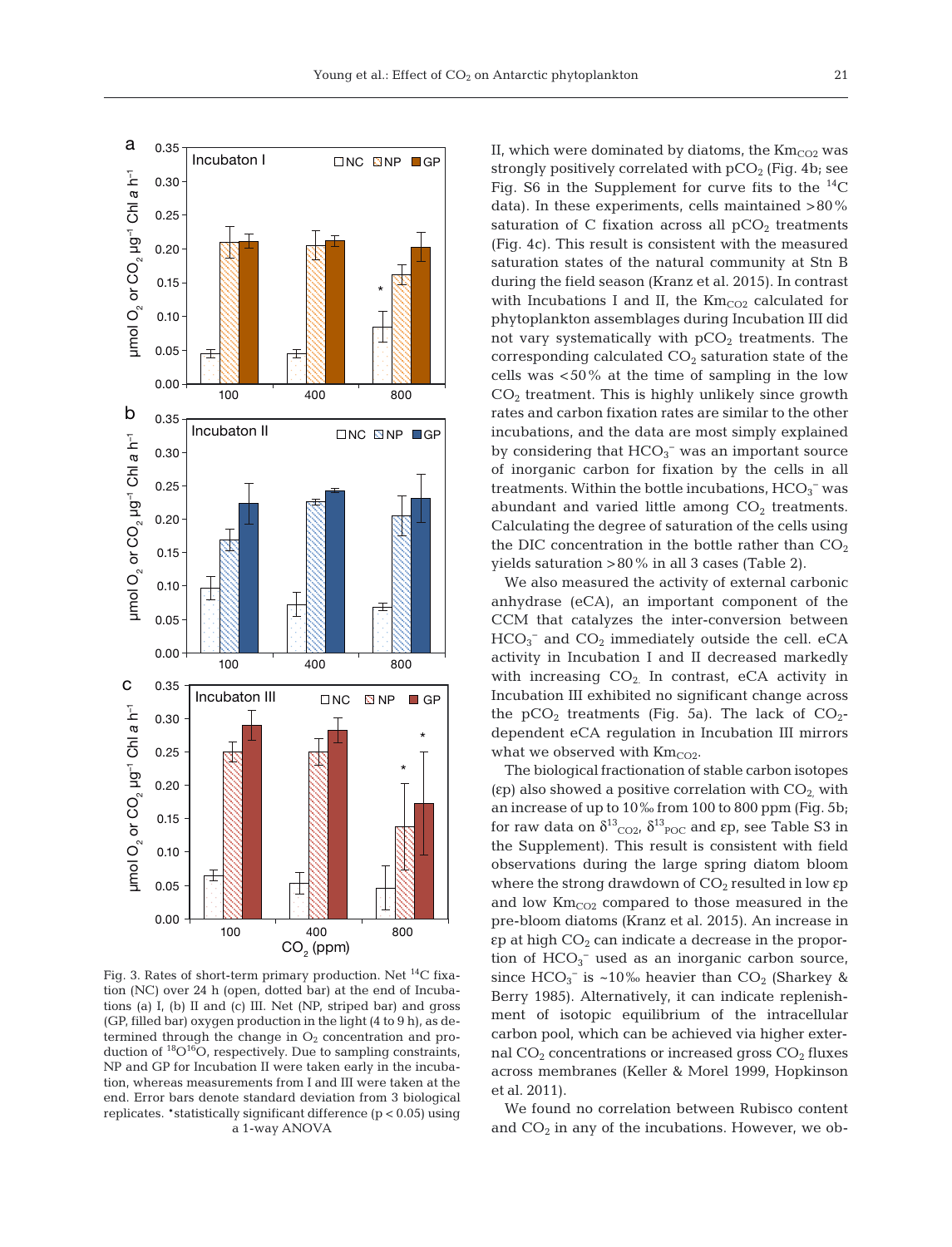Fig. 3. Rates of short-term primary production. Net $^{14}C$ fixation (NC) over 24 h (open, dotted bar) at the end of Incubations (a) I, (b) II and (c) III. Net (NP, striped bar) and gross (GP, filled bar) oxygen production in the light (4 to 9 h), as determined through the change in $O_2$ concentration and production of $^{18}O^{16}O$, respectively. Due to sampling constraints, NP and GP for Incubation II were taken early in the incubation, whereas measurements from I and III were taken at the end. Error bars denote standard deviation from 3 biological replicates. *statistically significant difference ($p < 0.05$) using a 1-way ANOVA

II, which were dominated by diatoms, the $Km_{CO2}$ was strongly positively correlated with $pCO_2$ (Fig. 4b; see Fig. S6 in the Supplement for curve fits to the $^{14}C$ data). In these experiments, cells maintained >80% saturation of C fixation across all $pCO_2$ treatments (Fig. 4c). This result is consistent with the measured saturation states of the natural community at Stn B during the field season (Kranz et al. 2015). In contrast with Incubations I and II, the $Km_{CO2}$ calculated for phytoplankton assemblages during Incubation III did not vary systematically with $pCO_2$ treatments. The corresponding calculated $CO_2$ saturation state of the cells was <50% at the time of sampling in the low $CO_2$ treatment. This is highly unlikely since growth rates and carbon fixation rates are similar to the other incubations, and the data are most simply explained by considering that $HCO_3^-$ was an important source of inorganic carbon for fixation by the cells in all treatments. Within the bottle incubations, $HCO_3^-$ was abundant and varied little among $CO_2$ treatments. Calculating the degree of saturation of the cells using the DIC concentration in the bottle rather than $CO_2$ yields saturation >80% in all 3 cases (Table 2).

We also measured the activity of external carbonic anhydrase (eCA), an important component of the CCM that catalyzes the inter-conversion between $HCO_3^-$ and $CO_2$ immediately outside the cell. eCA activity in Incubation I and II decreased markedly with increasing $CO_2$. In contrast, eCA activity in Incubation III exhibited no significant change across the $pCO_2$ treatments (Fig. 5a). The lack of $CO_2$-dependent eCA regulation in Incubation III mirrors what we observed with $Km_{CO2}$.

The biological fractionation of stable carbon isotopes (εp) also showed a positive correlation with $CO_2$, with an increase of up to 10‰ from 100 to 800 ppm (Fig. 5b; for raw data on $\delta^{13}_{CO2}$, $\delta^{13}_{POC}$ and εp, see Table S3 in the Supplement). This result is consistent with field observations during the large spring diatom bloom where the strong drawdown of $CO_2$ resulted in low εp and low $Km_{CO2}$ compared to those measured in the pre-bloom diatoms (Kranz et al. 2015). An increase in εp at high $CO_2$ can indicate a decrease in the proportion of $HCO_3^-$ used as an inorganic carbon source, since $HCO_3^-$ is ~10‰ heavier than $CO_2$ (Sharkey & Berry 1985). Alternatively, it can indicate replenishment of isotopic equilibrium of the intracellular carbon pool, which can be achieved via higher external $CO_2$ concentrations or increased gross $CO_2$ fluxes across membranes (Keller & Morel 1999, Hopkinson et al. 2011).

We found no correlation between Rubisco content and $CO_2$ in any of the incubations. However, we ob-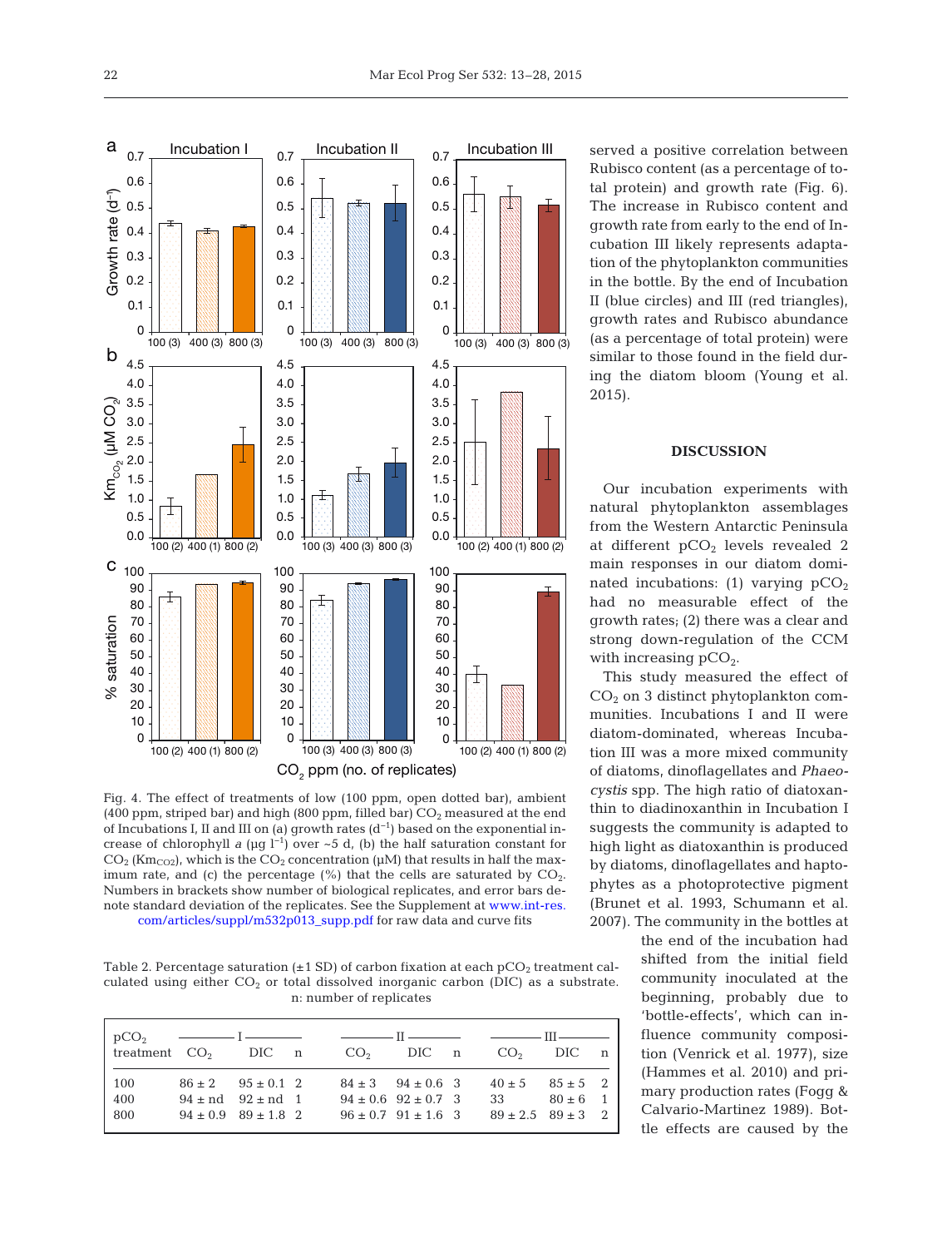served a positive correlation between Rubisco content (as a percentage of total protein) and growth rate (Fig. 6). The increase in Rubisco content and growth rate from early to the end of Incubation III likely represents adaptation of the phytoplankton communities in the bottle. By the end of Incubation II (blue circles) and III (red triangles), growth rates and Rubisco abundance (as a percentage of total protein) were similar to those found in the field during the diatom bloom (Young et al. 2015).

Fig. 4. The effect of treatments of low (100 ppm, open dotted bar), ambient (400 ppm, striped bar) and high (800 ppm, filled bar) $CO_2$ measured at the end of Incubations I, II and III on (a) growth rates ($d^{-1}$) based on the exponential increase of chlorophyll *a* (µg $l^{-1}$) over ~5 d, (b) the half saturation constant for $CO_2$ ($Km_{CO2}$), which is the $CO_2$ concentration (µM) that results in half the maximum rate, and (c) the percentage (%) that the cells are saturated by $CO_2$. Numbers in brackets show number of biological replicates, and error bars denote standard deviation of the replicates. See the Supplement at www.int-res.com/articles/suppl/m532p013_supp.pdf for raw data and curve fits

Table 2. Percentage saturation (±1 SD) of carbon fixation at each $pCO_2$ treatment calculated using either $CO_2$ or total dissolved inorganic carbon (DIC) as a substrate. n: number of replicates

| $pCO_2$ treatment | I | | | II | | | III | | |
|---|---|---|---|---|---|---|---|---|---|
| | $CO_2$ | DIC | n | $CO_2$ | DIC | n | $CO_2$ | DIC | n |
| 100 | 86 ± 2 | 95 ± 0.1 | 2 | 84 ± 3 | 94 ± 0.6 | 3 | 40 ± 5 | 85 ± 5 | 2 |
| 400 | 94 ± nd | 92 ± nd | 1 | 94 ± 0.6 | 92 ± 0.7 | 3 | 33 | 80 ± 6 | 1 |
| 800 | 94 ± 0.9 | 89 ± 1.8 | 2 | 96 ± 0.7 | 91 ± 1.6 | 3 | 89 ± 2.5 | 89 ± 3 | 2 |

## DISCUSSION

Our incubation experiments with natural phytoplankton assemblages from the Western Antarctic Peninsula at different $pCO_2$ levels revealed 2 main responses in our diatom dominated incubations: (1) varying $pCO_2$ had no measurable effect of the growth rates; (2) there was a clear and strong down-regulation of the CCM with increasing $pCO_2$.

This study measured the effect of $CO_2$ on 3 distinct phytoplankton communities. Incubations I and II were diatom-dominated, whereas Incubation III was a more mixed community of diatoms, dinoflagellates and *Phaeocystis* spp. The high ratio of diatoxanthin to diadinoxanthin in Incubation I suggests the community is adapted to high light as diatoxanthin is produced by diatoms, dinoflagellates and haptophytes as a photoprotective pigment (Brunet et al. 1993, Schumann et al. 2007). The community in the bottles at the end of the incubation had shifted from the initial field community inoculated at the beginning, probably due to 'bottle-effects', which can influence community composition (Venrick et al. 1977), size (Hammes et al. 2010) and primary production rates (Fogg & Calvario-Martinez 1989). Bottle effects are caused by the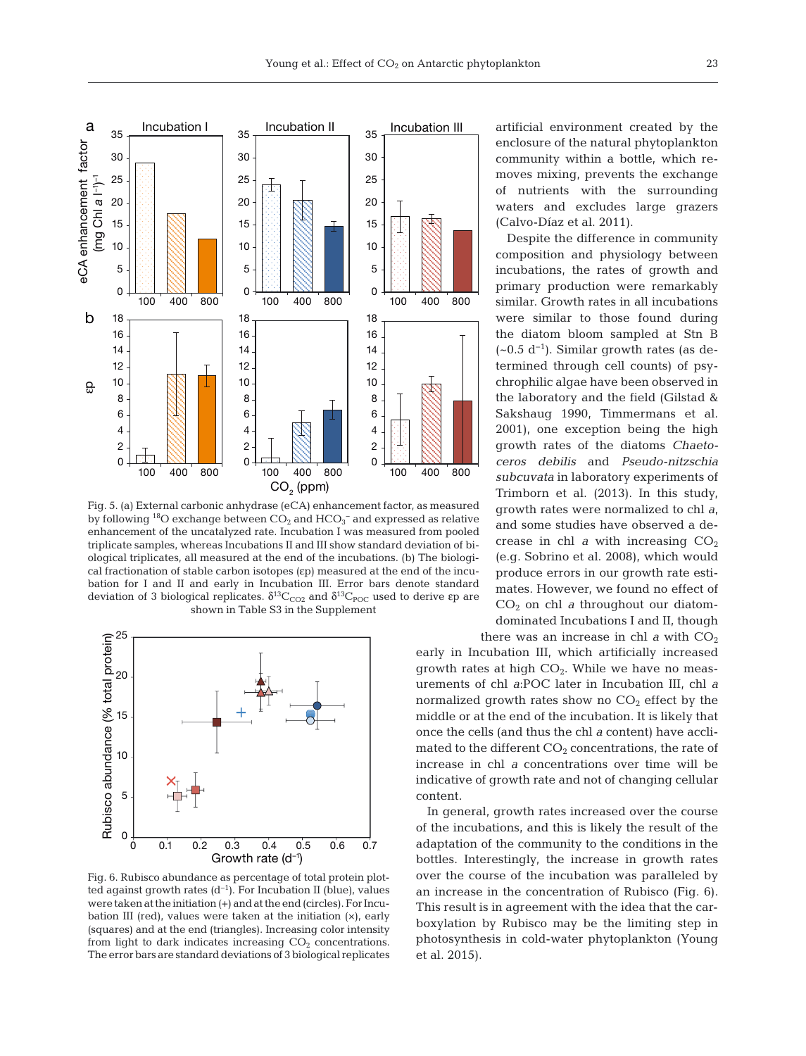Fig. 5. (a) External carbonic anhydrase (eCA) enhancement factor, as measured by following $^{18}O$ exchange between $CO_2$ and $HCO_3^-$ and expressed as relative enhancement of the uncatalyzed rate. Incubation I was measured from pooled triplicate samples, whereas Incubations II and III show standard deviation of biological triplicates, all measured at the end of the incubations. (b) The biological fractionation of stable carbon isotopes (εp) measured at the end of the incubation for I and II and early in Incubation III. Error bars denote standard deviation of 3 biological replicates. $\delta^{13}C_{CO2}$ and $\delta^{13}C_{POC}$ used to derive εp are shown in Table S3 in the Supplement

Fig. 6. Rubisco abundance as percentage of total protein plotted against growth rates ($d^{-1}$). For Incubation II (blue), values were taken at the initiation (+) and at the end (circles). For Incubation III (red), values were taken at the initiation (×), early (squares) and at the end (triangles). Increasing color intensity from light to dark indicates increasing $CO_2$ concentrations. The error bars are standard deviations of 3 biological replicates

artificial environment created by the enclosure of the natural phytoplankton community within a bottle, which removes mixing, prevents the exchange of nutrients with the surrounding waters and excludes large grazers (Calvo-Díaz et al. 2011).

Despite the difference in community composition and physiology between incubations, the rates of growth and primary production were remarkably similar. Growth rates in all incubations were similar to those found during the diatom bloom sampled at Stn B (~0.5 $d^{-1}$). Similar growth rates (as determined through cell counts) of psychrophilic algae have been observed in the laboratory and the field (Gilstad & Sakshaug 1990, Timmermans et al. 2001), one exception being the high growth rates of the diatoms *Chaetoceros debilis* and *Pseudo-nitzschia subcuvata* in laboratory experiments of Trimborn et al. (2013). In this study, growth rates were normalized to chl *a*, and some studies have observed a decrease in chl *a* with increasing $CO_2$ (e.g. Sobrino et al. 2008), which would produce errors in our growth rate estimates. However, we found no effect of $CO_2$ on chl *a* throughout our diatom-dominated Incubations I and II, though there was an increase in chl *a* with $CO_2$ early in Incubation III, which artificially increased growth rates at high $CO_2$. While we have no measurements of chl *a*:POC later in Incubation III, chl *a* normalized growth rates show no $CO_2$ effect by the middle or at the end of the incubation. It is likely that once the cells (and thus the chl *a* content) have acclimated to the different $CO_2$ concentrations, the rate of increase in chl *a* concentrations over time will be indicative of growth rate and not of changing cellular content.

In general, growth rates increased over the course of the incubations, and this is likely the result of the adaptation of the community to the conditions in the bottles. Interestingly, the increase in growth rates over the course of the incubation was paralleled by an increase in the concentration of Rubisco (Fig. 6). This result is in agreement with the idea that the carboxylation by Rubisco may be the limiting step in photosynthesis in cold-water phytoplankton (Young et al. 2015).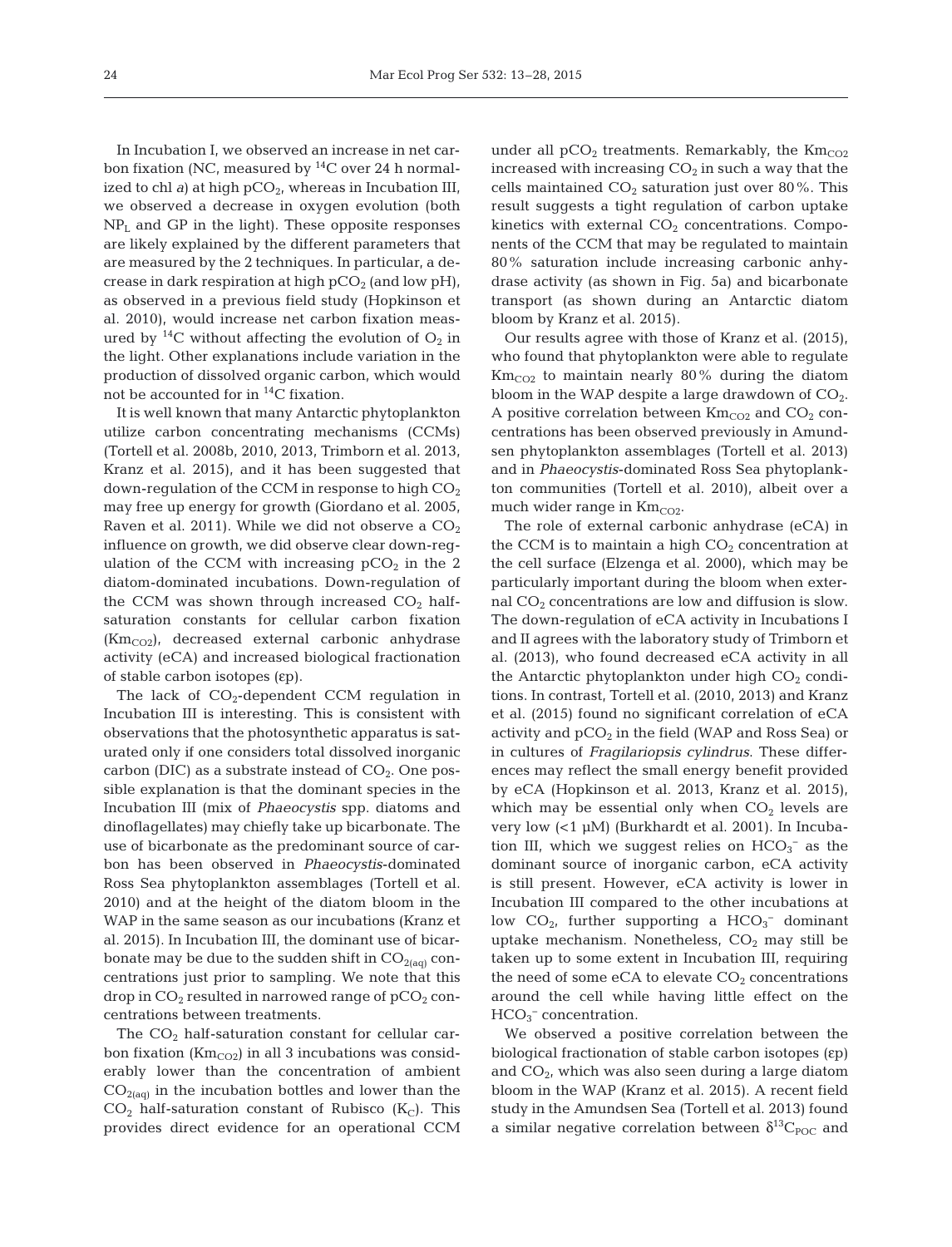In Incubation I, we observed an increase in net carbon fixation (NC, measured by $^{14}C$ over 24 h normalized to chl *a*) at high $pCO_2$, whereas in Incubation III, we observed a decrease in oxygen evolution (both $NP_L$ and GP in the light). These opposite responses are likely explained by the different parameters that are measured by the 2 techniques. In particular, a decrease in dark respiration at high $pCO_2$ (and low pH), as observed in a previous field study (Hopkinson et al. 2010), would increase net carbon fixation measured by $^{14}C$ without affecting the evolution of $O_2$ in the light. Other explanations include variation in the production of dissolved organic carbon, which would not be accounted for in $^{14}C$ fixation.

It is well known that many Antarctic phytoplankton utilize carbon concentrating mechanisms (CCMs) (Tortell et al. 2008b, 2010, 2013, Trimborn et al. 2013, Kranz et al. 2015), and it has been suggested that down-regulation of the CCM in response to high $CO_2$ may free up energy for growth (Giordano et al. 2005, Raven et al. 2011). While we did not observe a $CO_2$ influence on growth, we did observe clear down-regulation of the CCM with increasing $pCO_2$ in the 2 diatom-dominated incubations. Down-regulation of the CCM was shown through increased $CO_2$ half-saturation constants for cellular carbon fixation ($Km_{CO2}$), decreased external carbonic anhydrase activity (eCA) and increased biological fractionation of stable carbon isotopes (εp).

The lack of $CO_2$-dependent CCM regulation in Incubation III is interesting. This is consistent with observations that the photosynthetic apparatus is saturated only if one considers total dissolved inorganic carbon (DIC) as a substrate instead of $CO_2$. One possible explanation is that the dominant species in the Incubation III (mix of *Phaeocystis* spp. diatoms and dinoflagellates) may chiefly take up bicarbonate. The use of bicarbonate as the predominant source of carbon has been observed in *Phaeocystis*-dominated Ross Sea phytoplankton assemblages (Tortell et al. 2010) and at the height of the diatom bloom in the WAP in the same season as our incubations (Kranz et al. 2015). In Incubation III, the dominant use of bicarbonate may be due to the sudden shift in $CO_{2(aq)}$ concentrations just prior to sampling. We note that this drop in $CO_2$ resulted in narrowed range of $pCO_2$ concentrations between treatments.

The $CO_2$ half-saturation constant for cellular carbon fixation ($Km_{CO2}$) in all 3 incubations was considerably lower than the concentration of ambient $CO_{2(aq)}$ in the incubation bottles and lower than the $CO_2$ half-saturation constant of Rubisco ($K_C$). This provides direct evidence for an operational CCM under all $pCO_2$ treatments. Remarkably, the $Km_{CO2}$ increased with increasing $CO_2$ in such a way that the cells maintained $CO_2$ saturation just over 80%. This result suggests a tight regulation of carbon uptake kinetics with external $CO_2$ concentrations. Components of the CCM that may be regulated to maintain 80% saturation include increasing carbonic anhydrase activity (as shown in Fig. 5a) and bicarbonate transport (as shown during an Antarctic diatom bloom by Kranz et al. 2015).

Our results agree with those of Kranz et al. (2015), who found that phytoplankton were able to regulate $Km_{CO2}$ to maintain nearly 80% during the diatom bloom in the WAP despite a large drawdown of $CO_2$. A positive correlation between $Km_{CO2}$ and $CO_2$ concentrations has been observed previously in Amundsen phytoplankton assemblages (Tortell et al. 2013) and in *Phaeocystis*-dominated Ross Sea phytoplankton communities (Tortell et al. 2010), albeit over a much wider range in $Km_{CO2}$.

The role of external carbonic anhydrase (eCA) in the CCM is to maintain a high $CO_2$ concentration at the cell surface (Elzenga et al. 2000), which may be particularly important during the bloom when external $CO_2$ concentrations are low and diffusion is slow. The down-regulation of eCA activity in Incubations I and II agrees with the laboratory study of Trimborn et al. (2013), who found decreased eCA activity in all the Antarctic phytoplankton under high $CO_2$ conditions. In contrast, Tortell et al. (2010, 2013) and Kranz et al. (2015) found no significant correlation of eCA activity and $pCO_2$ in the field (WAP and Ross Sea) or in cultures of *Fragilariopsis cylindrus*. These differences may reflect the small energy benefit provided by eCA (Hopkinson et al. 2013, Kranz et al. 2015), which may be essential only when $CO_2$ levels are very low (<1 µM) (Burkhardt et al. 2001). In Incubation III, which we suggest relies on $HCO_3^-$ as the dominant source of inorganic carbon, eCA activity is still present. However, eCA activity is lower in Incubation III compared to the other incubations at low $CO_2$, further supporting a $HCO_3^-$ dominant uptake mechanism. Nonetheless, $CO_2$ may still be taken up to some extent in Incubation III, requiring the need of some eCA to elevate $CO_2$ concentrations around the cell while having little effect on the $HCO_3^-$ concentration.

We observed a positive correlation between the biological fractionation of stable carbon isotopes (εp) and $CO_2$, which was also seen during a large diatom bloom in the WAP (Kranz et al. 2015). A recent field study in the Amundsen Sea (Tortell et al. 2013) found a similar negative correlation between $\delta^{13}C_{POC}$ and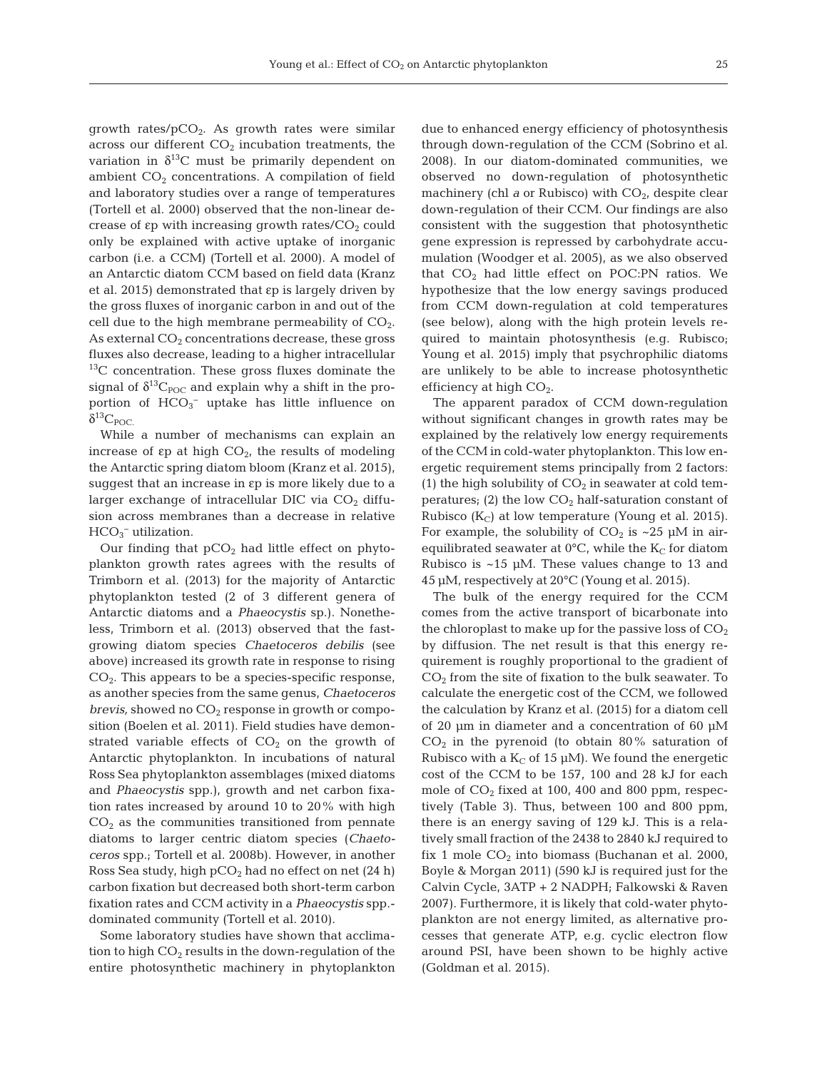growth rates/$pCO_2$. As growth rates were similar across our different $CO_2$ incubation treatments, the variation in $\delta^{13}C$ must be primarily dependent on ambient $CO_2$ concentrations. A compilation of field and laboratory studies over a range of temperatures (Tortell et al. 2000) observed that the non-linear decrease of εp with increasing growth rates/$CO_2$ could only be explained with active uptake of inorganic carbon (i.e. a CCM) (Tortell et al. 2000). A model of an Antarctic diatom CCM based on field data (Kranz et al. 2015) demonstrated that εp is largely driven by the gross fluxes of inorganic carbon in and out of the cell due to the high membrane permeability of $CO_2$. As external $CO_2$ concentrations decrease, these gross fluxes also decrease, leading to a higher intracellular $^{13}C$ concentration. These gross fluxes dominate the signal of $\delta^{13}C_{POC}$ and explain why a shift in the proportion of $HCO_3^-$ uptake has little influence on $\delta^{13}C_{POC}$.

While a number of mechanisms can explain an increase of εp at high $CO_2$, the results of modeling the Antarctic spring diatom bloom (Kranz et al. 2015), suggest that an increase in εp is more likely due to a larger exchange of intracellular DIC via $CO_2$ diffusion across membranes than a decrease in relative $HCO_3^-$ utilization.

Our finding that $pCO_2$ had little effect on phytoplankton growth rates agrees with the results of Trimborn et al. (2013) for the majority of Antarctic phytoplankton tested (2 of 3 different genera of Antarctic diatoms and a *Phaeocystis* sp.). Nonetheless, Trimborn et al. (2013) observed that the fast-growing diatom species *Chaetoceros debilis* (see above) increased its growth rate in response to rising $CO_2$. This appears to be a species-specific response, as another species from the same genus, *Chaetoceros brevis,* showed no $CO_2$ response in growth or composition (Boelen et al. 2011). Field studies have demonstrated variable effects of $CO_2$ on the growth of Antarctic phytoplankton. In incubations of natural Ross Sea phytoplankton assemblages (mixed diatoms and *Phaeocystis* spp.), growth and net carbon fixation rates increased by around 10 to 20% with high $CO_2$ as the communities transitioned from pennate diatoms to larger centric diatom species (*Chaetoceros* spp.; Tortell et al. 2008b). However, in another Ross Sea study, high $pCO_2$ had no effect on net (24 h) carbon fixation but decreased both short-term carbon fixation rates and CCM activity in a *Phaeocystis* spp.-dominated community (Tortell et al. 2010).

Some laboratory studies have shown that acclimation to high $CO_2$ results in the down-regulation of the entire photosynthetic machinery in phytoplankton due to enhanced energy efficiency of photosynthesis through down-regulation of the CCM (Sobrino et al. 2008). In our diatom-dominated communities, we observed no down-regulation of photosynthetic machinery (chl *a* or Rubisco) with $CO_2$, despite clear down-regulation of their CCM. Our findings are also consistent with the suggestion that photosynthetic gene expression is repressed by carbohydrate accumulation (Woodger et al. 2005), as we also observed that $CO_2$ had little effect on POC:PN ratios. We hypothesize that the low energy savings produced from CCM down-regulation at cold temperatures (see below), along with the high protein levels required to maintain photosynthesis (e.g. Rubisco; Young et al. 2015) imply that psychrophilic diatoms are unlikely to be able to increase photosynthetic efficiency at high $CO_2$.

The apparent paradox of CCM down-regulation without significant changes in growth rates may be explained by the relatively low energy requirements of the CCM in cold-water phytoplankton. This low energetic requirement stems principally from 2 factors: (1) the high solubility of $CO_2$ in seawater at cold temperatures; (2) the low $CO_2$ half-saturation constant of Rubisco ($K_C$) at low temperature (Young et al. 2015). For example, the solubility of $CO_2$ is ~25 µM in air-equilibrated seawater at 0°C, while the $K_C$ for diatom Rubisco is ~15 µM. These values change to 13 and 45 µM, respectively at 20°C (Young et al. 2015).

The bulk of the energy required for the CCM comes from the active transport of bicarbonate into the chloroplast to make up for the passive loss of $CO_2$ by diffusion. The net result is that this energy requirement is roughly proportional to the gradient of $CO_2$ from the site of fixation to the bulk seawater. To calculate the energetic cost of the CCM, we followed the calculation by Kranz et al. (2015) for a diatom cell of 20 µm in diameter and a concentration of 60 µM $CO_2$ in the pyrenoid (to obtain 80% saturation of Rubisco with a $K_C$ of 15 µM). We found the energetic cost of the CCM to be 157, 100 and 28 kJ for each mole of $CO_2$ fixed at 100, 400 and 800 ppm, respectively (Table 3). Thus, between 100 and 800 ppm, there is an energy saving of 129 kJ. This is a relatively small fraction of the 2438 to 2840 kJ required to fix 1 mole $CO_2$ into biomass (Buchanan et al. 2000, Boyle & Morgan 2011) (590 kJ is required just for the Calvin Cycle, 3ATP + 2 NADPH; Falkowski & Raven 2007). Furthermore, it is likely that cold-water phytoplankton are not energy limited, as alternative processes that generate ATP, e.g. cyclic electron flow around PSI, have been shown to be highly active (Goldman et al. 2015).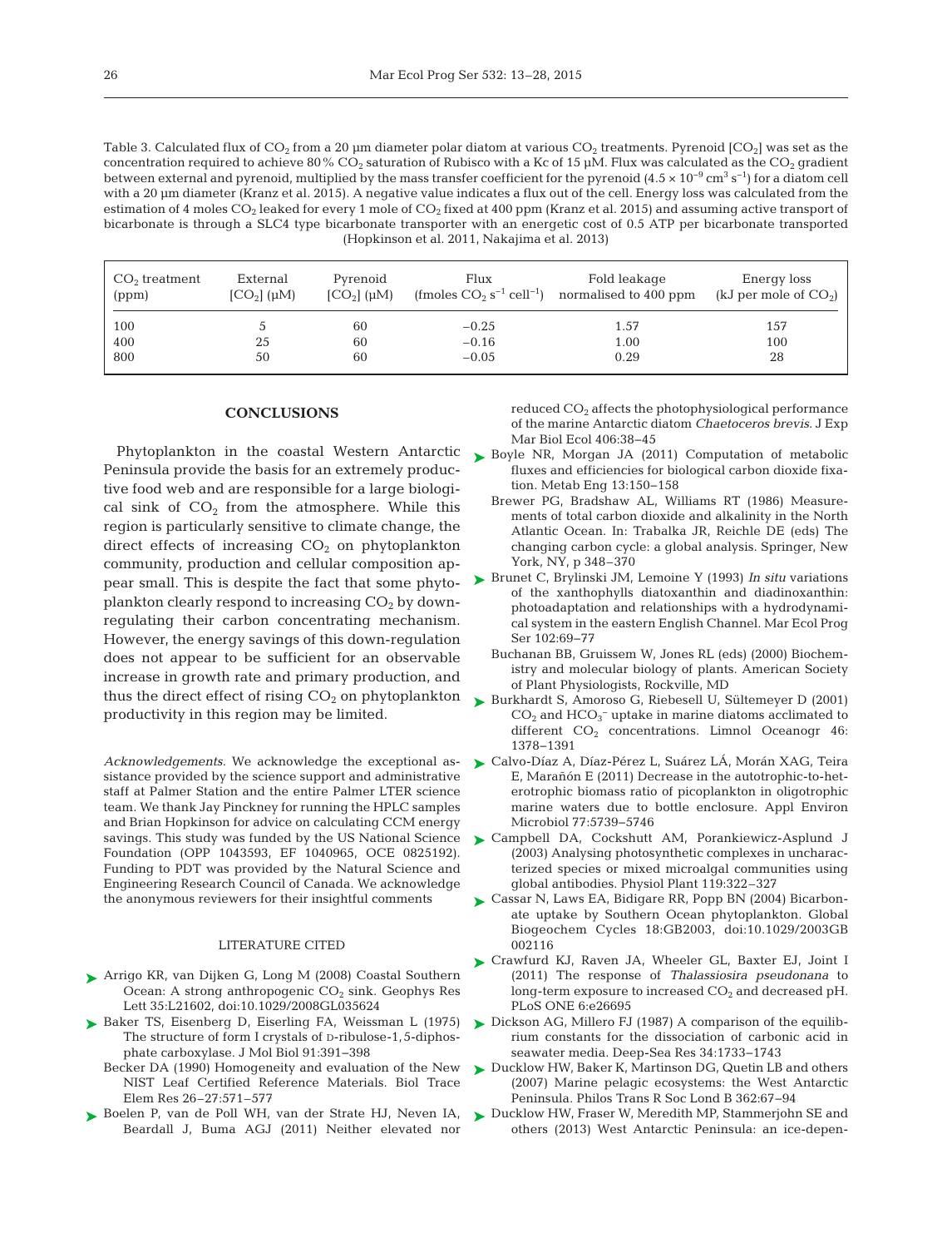Table 3. Calculated flux of $CO_2$ from a 20 µm diameter polar diatom at various $CO_2$ treatments. Pyrenoid [$CO_2$] was set as the concentration required to achieve 80% $CO_2$ saturation of Rubisco with a Kc of 15 µM. Flux was calculated as the $CO_2$ gradient between external and pyrenoid, multiplied by the mass transfer coefficient for the pyrenoid ($4.5 \times 10^{-9}$ $cm^3$ $s^{-1}$) for a diatom cell with a 20 µm diameter (Kranz et al. 2015). A negative value indicates a flux out of the cell. Energy loss was calculated from the estimation of 4 moles $CO_2$ leaked for every 1 mole of $CO_2$ fixed at 400 ppm (Kranz et al. 2015) and assuming active transport of bicarbonate is through a SLC4 type bicarbonate transporter with an energetic cost of 0.5 ATP per bicarbonate transported (Hopkinson et al. 2011, Nakajima et al. 2013)

| $CO_2$ treatment (ppm) | External [$CO_2$] (µM) | Pyrenoid [$CO_2$] (µM) | Flux (fmoles $CO_2$ $s^{-1}$ $cell^{-1}$) | Fold leakage normalised to 400 ppm | Energy loss (kJ per mole of $CO_2$) |
|---|---|---|---|---|---|
| 100 | 5 | 60 | −0.25 | 1.57 | 157 |
| 400 | 25 | 60 | −0.16 | 1.00 | 100 |
| 800 | 50 | 60 | −0.05 | 0.29 | 28 |

## CONCLUSIONS

Phytoplankton in the coastal Western Antarctic Peninsula provide the basis for an extremely productive food web and are responsible for a large biological sink of $CO_2$ from the atmosphere. While this region is particularly sensitive to climate change, the direct effects of increasing $CO_2$ on phytoplankton community, production and cellular composition appear small. This is despite the fact that some phytoplankton clearly respond to increasing $CO_2$ by down-regulating their carbon concentrating mechanism. However, the energy savings of this down-regulation does not appear to be sufficient for an observable increase in growth rate and primary production, and thus the direct effect of rising $CO_2$ on phytoplankton productivity in this region may be limited.

*Acknowledgements.* We acknowledge the exceptional assistance provided by the science support and administrative staff at Palmer Station and the entire Palmer LTER science team. We thank Jay Pinckney for running the HPLC samples and Brian Hopkinson for advice on calculating CCM energy savings. This study was funded by the US National Science Foundation (OPP 1043593, EF 1040965, OCE 0825192). Funding to PDT was provided by the Natural Science and Engineering Research Council of Canada. We acknowledge the anonymous reviewers for their insightful comments

### LITERATURE CITED

- Arrigo KR, van Dijken G, Long M (2008) Coastal Southern Ocean: A strong anthropogenic $CO_2$ sink. Geophys Res Lett 35:L21602, doi:10.1029/2008GL035624
- Baker TS, Eisenberg D, Eiserling FA, Weissman L (1975) The structure of form I crystals of D-ribulose-1,5-diphosphate carboxylase. J Mol Biol 91:391−398
- Becker DA (1990) Homogeneity and evaluation of the New NIST Leaf Certified Reference Materials. Biol Trace Elem Res 26−27:571−577
- Boelen P, van de Poll WH, van der Strate HJ, Neven IA, Beardall J, Buma AGJ (2011) Neither elevated nor reduced $CO_2$ affects the photophysiological performance of the marine Antarctic diatom *Chaetoceros brevis.* J Exp Mar Biol Ecol 406:38−45
- Boyle NR, Morgan JA (2011) Computation of metabolic fluxes and efficiencies for biological carbon dioxide fixation. Metab Eng 13:150−158
- Brewer PG, Bradshaw AL, Williams RT (1986) Measurements of total carbon dioxide and alkalinity in the North Atlantic Ocean. In: Trabalka JR, Reichle DE (eds) The changing carbon cycle: a global analysis. Springer, New York, NY, p 348−370
- Brunet C, Brylinski JM, Lemoine Y (1993) *In situ* variations of the xanthophylls diatoxanthin and diadinoxanthin: photoadaptation and relationships with a hydrodynamical system in the eastern English Channel. Mar Ecol Prog Ser 102:69−77
- Buchanan BB, Gruissem W, Jones RL (eds) (2000) Biochemistry and molecular biology of plants. American Society of Plant Physiologists, Rockville, MD
- Burkhardt S, Amoroso G, Riebesell U, Sültemeyer D (2001) $CO_2$ and $HCO_3^-$ uptake in marine diatoms acclimated to different $CO_2$ concentrations. Limnol Oceanogr 46: 1378−1391
- Calvo-Díaz A, Díaz-Pérez L, Suárez LÁ, Morán XAG, Teira E, Marañón E (2011) Decrease in the autotrophic-to-heterotrophic biomass ratio of picoplankton in oligotrophic marine waters due to bottle enclosure. Appl Environ Microbiol 77:5739−5746
- Campbell DA, Cockshutt AM, Porankiewicz-Asplund J (2003) Analysing photosynthetic complexes in uncharacterized species or mixed microalgal communities using global antibodies. Physiol Plant 119:322−327
- Cassar N, Laws EA, Bidigare RR, Popp BN (2004) Bicarbonate uptake by Southern Ocean phytoplankton. Global Biogeochem Cycles 18:GB2003, doi:10.1029/2003GB002116
- Crawfurd KJ, Raven JA, Wheeler GL, Baxter EJ, Joint I (2011) The response of *Thalassiosira pseudonana* to long-term exposure to increased $CO_2$ and decreased pH. PLoS ONE 6:e26695
- Dickson AG, Millero FJ (1987) A comparison of the equilibrium constants for the dissociation of carbonic acid in seawater media. Deep-Sea Res 34:1733−1743
- Ducklow HW, Baker K, Martinson DG, Quetin LB and others (2007) Marine pelagic ecosystems: the West Antarctic Peninsula. Philos Trans R Soc Lond B 362:67−94
- Ducklow HW, Fraser W, Meredith MP, Stammerjohn SE and others (2013) West Antarctic Peninsula: an ice-depen-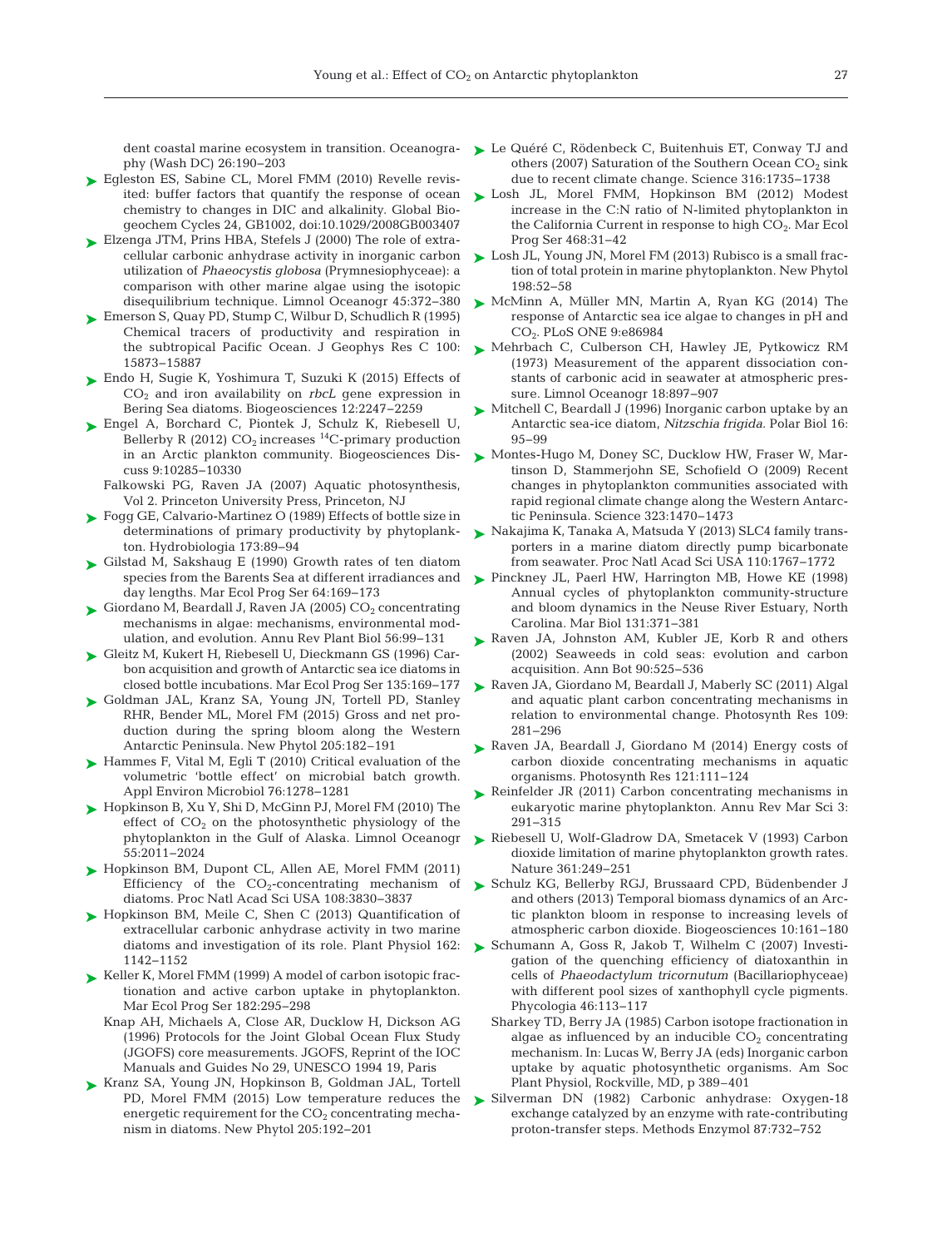dent coastal marine ecosystem in transition. Oceanography (Wash DC) 26:190–203

Egleston ES, Sabine CL, Morel FMM (2010) Revelle revisited: buffer factors that quantify the response of ocean chemistry to changes in DIC and alkalinity. Global Biogeochem Cycles 24, GB1002, doi:10.1029/2008GB003407

Elzenga JTM, Prins HBA, Stefels J (2000) The role of extracellular carbonic anhydrase activity in inorganic carbon utilization of *Phaeocystis globosa* (Prymnesiophyceae): a comparison with other marine algae using the isotopic disequilibrium technique. Limnol Oceanogr 45:372–380

Emerson S, Quay PD, Stump C, Wilbur D, Schudlich R (1995) Chemical tracers of productivity and respiration in the subtropical Pacific Ocean. J Geophys Res C 100: 15873–15887

Endo H, Sugie K, Yoshimura T, Suzuki K (2015) Effects of $CO_2$ and iron availability on *rbcL* gene expression in Bering Sea diatoms. Biogeosciences 12:2247–2259

Engel A, Borchard C, Piontek J, Schulz K, Riebesell U, Bellerby R (2012) $CO_2$ increases $^{14}C$-primary production in an Arctic plankton community. Biogeosciences Discuss 9:10285–10330

Falkowski PG, Raven JA (2007) Aquatic photosynthesis, Vol 2. Princeton University Press, Princeton, NJ

Fogg GE, Calvario-Martinez O (1989) Effects of bottle size in determinations of primary productivity by phytoplankton. Hydrobiologia 173:89–94

Gilstad M, Sakshaug E (1990) Growth rates of ten diatom species from the Barents Sea at different irradiances and day lengths. Mar Ecol Prog Ser 64:169–173

Giordano M, Beardall J, Raven JA (2005) $CO_2$ concentrating mechanisms in algae: mechanisms, environmental modulation, and evolution. Annu Rev Plant Biol 56:99–131

Gleitz M, Kukert H, Riebesell U, Dieckmann GS (1996) Carbon acquisition and growth of Antarctic sea ice diatoms in closed bottle incubations. Mar Ecol Prog Ser 135:169–177

Goldman JAL, Kranz SA, Young JN, Tortell PD, Stanley RHR, Bender ML, Morel FM (2015) Gross and net production during the spring bloom along the Western Antarctic Peninsula. New Phytol 205:182–191

Hammes F, Vital M, Egli T (2010) Critical evaluation of the volumetric 'bottle effect' on microbial batch growth. Appl Environ Microbiol 76:1278–1281

Hopkinson B, Xu Y, Shi D, McGinn PJ, Morel FM (2010) The effect of $CO_2$ on the photosynthetic physiology of the phytoplankton in the Gulf of Alaska. Limnol Oceanogr 55:2011–2024

Hopkinson BM, Dupont CL, Allen AE, Morel FMM (2011) Efficiency of the $CO_2$-concentrating mechanism of diatoms. Proc Natl Acad Sci USA 108:3830–3837

Hopkinson BM, Meile C, Shen C (2013) Quantification of extracellular carbonic anhydrase activity in two marine diatoms and investigation of its role. Plant Physiol 162: 1142–1152

Keller K, Morel FMM (1999) A model of carbon isotopic fractionation and active carbon uptake in phytoplankton. Mar Ecol Prog Ser 182:295–298

Knap AH, Michaels A, Close AR, Ducklow H, Dickson AG (1996) Protocols for the Joint Global Ocean Flux Study (JGOFS) core measurements. JGOFS, Reprint of the IOC Manuals and Guides No 29, UNESCO 1994 19, Paris

Kranz SA, Young JN, Hopkinson B, Goldman JAL, Tortell PD, Morel FMM (2015) Low temperature reduces the energetic requirement for the $CO_2$ concentrating mechanism in diatoms. New Phytol 205:192–201

Le Quéré C, Rödenbeck C, Buitenhuis ET, Conway TJ and others (2007) Saturation of the Southern Ocean $CO_2$ sink due to recent climate change. Science 316:1735–1738

Losh JL, Morel FMM, Hopkinson BM (2012) Modest increase in the C:N ratio of N-limited phytoplankton in the California Current in response to high $CO_2$. Mar Ecol Prog Ser 468:31–42

Losh JL, Young JN, Morel FM (2013) Rubisco is a small fraction of total protein in marine phytoplankton. New Phytol 198:52–58

McMinn A, Müller MN, Martin A, Ryan KG (2014) The response of Antarctic sea ice algae to changes in pH and $CO_2$. PLoS ONE 9:e86984

Mehrbach C, Culberson CH, Hawley JE, Pytkowicz RM (1973) Measurement of the apparent dissociation constants of carbonic acid in seawater at atmospheric pressure. Limnol Oceanogr 18:897–907

Mitchell C, Beardall J (1996) Inorganic carbon uptake by an Antarctic sea-ice diatom, *Nitzschia frigida*. Polar Biol 16: 95–99

Montes-Hugo M, Doney SC, Ducklow HW, Fraser W, Martinson D, Stammerjohn SE, Schofield O (2009) Recent changes in phytoplankton communities associated with rapid regional climate change along the Western Antarctic Peninsula. Science 323:1470–1473

Nakajima K, Tanaka A, Matsuda Y (2013) SLC4 family transporters in a marine diatom directly pump bicarbonate from seawater. Proc Natl Acad Sci USA 110:1767–1772

Pinckney JL, Paerl HW, Harrington MB, Howe KE (1998) Annual cycles of phytoplankton community-structure and bloom dynamics in the Neuse River Estuary, North Carolina. Mar Biol 131:371–381

Raven JA, Johnston AM, Kubler JE, Korb R and others (2002) Seaweeds in cold seas: evolution and carbon acquisition. Ann Bot 90:525–536

Raven JA, Giordano M, Beardall J, Maberly SC (2011) Algal and aquatic plant carbon concentrating mechanisms in relation to environmental change. Photosynth Res 109: 281–296

Raven JA, Beardall J, Giordano M (2014) Energy costs of carbon dioxide concentrating mechanisms in aquatic organisms. Photosynth Res 121:111–124

Reinfelder JR (2011) Carbon concentrating mechanisms in eukaryotic marine phytoplankton. Annu Rev Mar Sci 3: 291–315

Riebesell U, Wolf-Gladrow DA, Smetacek V (1993) Carbon dioxide limitation of marine phytoplankton growth rates. Nature 361:249–251

Schulz KG, Bellerby RGJ, Brussaard CPD, Büdenbender J and others (2013) Temporal biomass dynamics of an Arctic plankton bloom in response to increasing levels of atmospheric carbon dioxide. Biogeosciences 10:161–180

Schumann A, Goss R, Jakob T, Wilhelm C (2007) Investigation of the quenching efficiency of diatoxanthin in cells of *Phaeodactylum tricornutum* (Bacillariophyceae) with different pool sizes of xanthophyll cycle pigments. Phycologia 46:113–117

Sharkey TD, Berry JA (1985) Carbon isotope fractionation in algae as influenced by an inducible $CO_2$ concentrating mechanism. In: Lucas W, Berry JA (eds) Inorganic carbon uptake by aquatic photosynthetic organisms. Am Soc Plant Physiol, Rockville, MD, p 389–401

Silverman DN (1982) Carbonic anhydrase: Oxygen-18 exchange catalyzed by an enzyme with rate-contributing proton-transfer steps. Methods Enzymol 87:732–752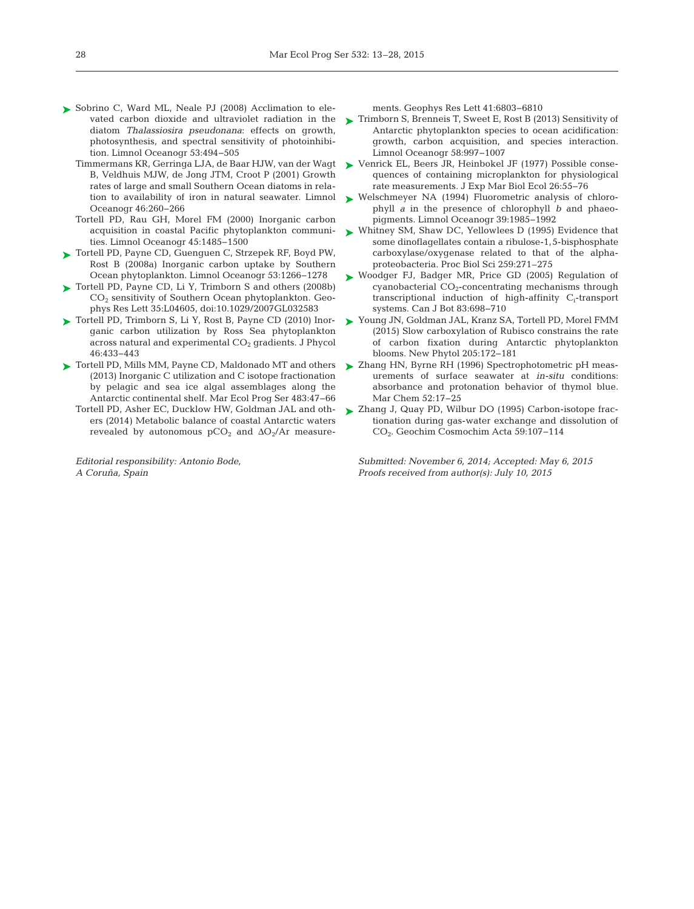Sobrino C, Ward ML, Neale PJ (2008) Acclimation to elevated carbon dioxide and ultraviolet radiation in the diatom *Thalassiosira pseudonana*: effects on growth, photosynthesis, and spectral sensitivity of photoinhibition. Limnol Oceanogr 53:494–505

Timmermans KR, Gerringa LJA, de Baar HJW, van der Wagt B, Veldhuis MJW, de Jong JTM, Croot P (2001) Growth rates of large and small Southern Ocean diatoms in relation to availability of iron in natural seawater. Limnol Oceanogr 46:260–266

Tortell PD, Rau GH, Morel FM (2000) Inorganic carbon acquisition in coastal Pacific phytoplankton communities. Limnol Oceanogr 45:1485–1500

Tortell PD, Payne CD, Guenguen C, Strzepek RF, Boyd PW, Rost B (2008a) Inorganic carbon uptake by Southern Ocean phytoplankton. Limnol Oceanogr 53:1266–1278

Tortell PD, Payne CD, Li Y, Trimborn S and others (2008b) $CO_2$ sensitivity of Southern Ocean phytoplankton. Geophys Res Lett 35:L04605, doi:10.1029/2007GL032583

Tortell PD, Trimborn S, Li Y, Rost B, Payne CD (2010) Inorganic carbon utilization by Ross Sea phytoplankton across natural and experimental $CO_2$ gradients. J Phycol 46:433–443

Tortell PD, Mills MM, Payne CD, Maldonado MT and others (2013) Inorganic C utilization and C isotope fractionation by pelagic and sea ice algal assemblages along the Antarctic continental shelf. Mar Ecol Prog Ser 483:47–66

Tortell PD, Asher EC, Ducklow HW, Goldman JAL and others (2014) Metabolic balance of coastal Antarctic waters revealed by autonomous $pCO_2$ and $\Delta O_2$/Ar measurements. Geophys Res Lett 41:6803–6810

Trimborn S, Brenneis T, Sweet E, Rost B (2013) Sensitivity of Antarctic phytoplankton species to ocean acidification: growth, carbon acquisition, and species interaction. Limnol Oceanogr 58:997–1007

Venrick EL, Beers JR, Heinbokel JF (1977) Possible consequences of containing microplankton for physiological rate measurements. J Exp Mar Biol Ecol 26:55–76

Welschmeyer NA (1994) Fluorometric analysis of chlorophyll *a* in the presence of chlorophyll *b* and phaeopigments. Limnol Oceanogr 39:1985–1992

Whitney SM, Shaw DC, Yellowlees D (1995) Evidence that some dinoflagellates contain a ribulose-1, 5-bisphosphate carboxylase/oxygenase related to that of the alpha-proteobacteria. Proc Biol Sci 259:271–275

Woodger FJ, Badger MR, Price GD (2005) Regulation of cyanobacterial $CO_2$-concentrating mechanisms through transcriptional induction of high-affinity $C_i$-transport systems. Can J Bot 83:698–710

Young JN, Goldman JAL, Kranz SA, Tortell PD, Morel FMM (2015) Slow carboxylation of Rubisco constrains the rate of carbon fixation during Antarctic phytoplankton blooms. New Phytol 205:172–181

Zhang HN, Byrne RH (1996) Spectrophotometric pH measurements of surface seawater at *in-situ* conditions: absorbance and protonation behavior of thymol blue. Mar Chem 52:17–25

Zhang J, Quay PD, Wilbur DO (1995) Carbon-isotope fractionation during gas-water exchange and dissolution of $CO_2$. Geochim Cosmochim Acta 59:107–114

*Editorial responsibility: Antonio Bode, A Coruña, Spain*

*Submitted: November 6, 2014; Accepted: May 6, 2015*
*Proofs received from author(s): July 10, 2015*